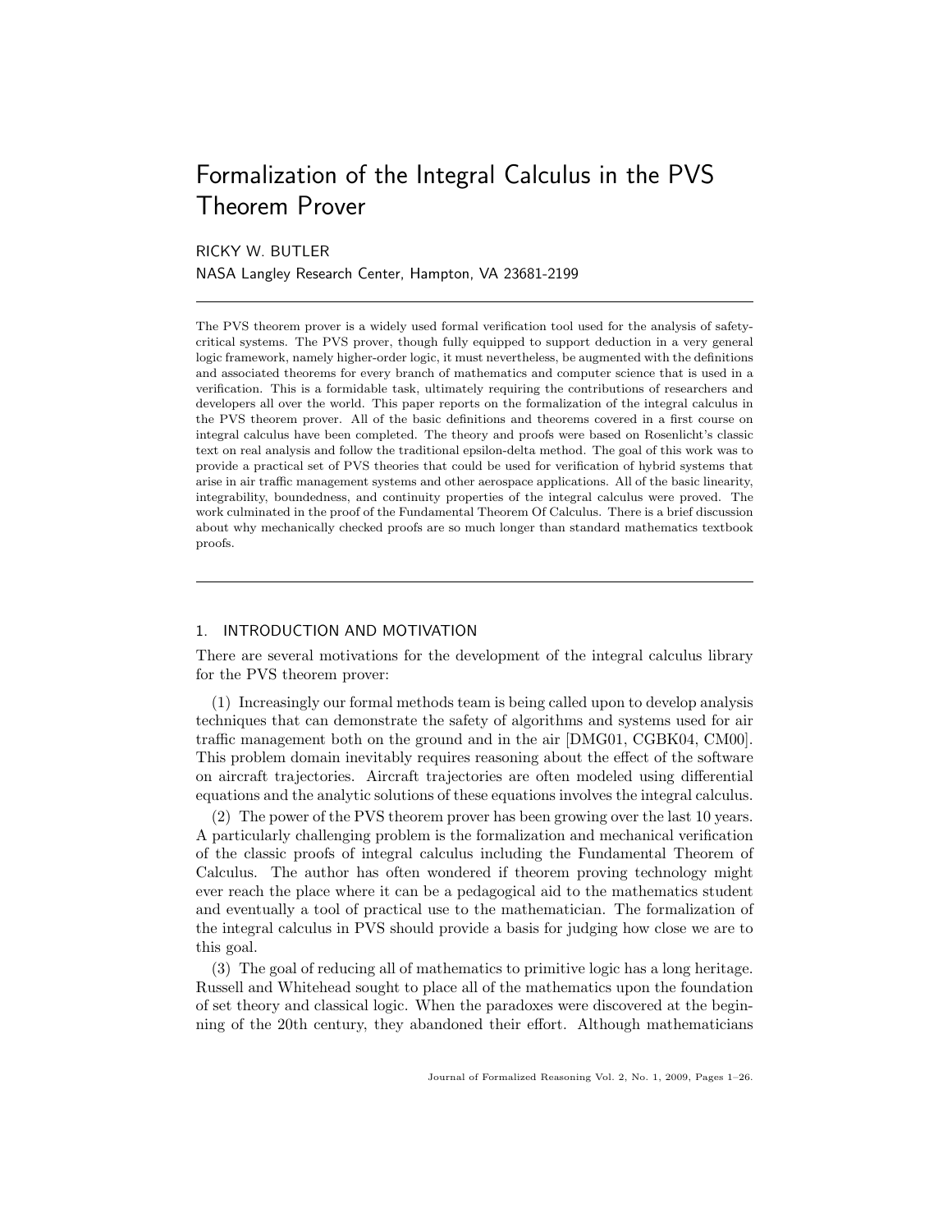# Formalization of the Integral Calculus in the PVS Theorem Prover

RICKY W. BUTLER
NASA Langley Research Center, Hampton, VA 23681-2199

---

The PVS theorem prover is a widely used formal verification tool used for the analysis of safety-critical systems. The PVS prover, though fully equipped to support deduction in a very general logic framework, namely higher-order logic, it must nevertheless, be augmented with the definitions and associated theorems for every branch of mathematics and computer science that is used in a verification. This is a formidable task, ultimately requiring the contributions of researchers and developers all over the world. This paper reports on the formalization of the integral calculus in the PVS theorem prover. All of the basic definitions and theorems covered in a first course on integral calculus have been completed. The theory and proofs were based on Rosenlicht's classic text on real analysis and follow the traditional epsilon-delta method. The goal of this work was to provide a practical set of PVS theories that could be used for verification of hybrid systems that arise in air traffic management systems and other aerospace applications. All of the basic linearity, integrability, boundedness, and continuity properties of the integral calculus were proved. The work culminated in the proof of the Fundamental Theorem Of Calculus. There is a brief discussion about why mechanically checked proofs are so much longer than standard mathematics textbook proofs.

---

## 1. INTRODUCTION AND MOTIVATION

There are several motivations for the development of the integral calculus library for the PVS theorem prover:

(1) Increasingly our formal methods team is being called upon to develop analysis techniques that can demonstrate the safety of algorithms and systems used for air traffic management both on the ground and in the air [DMG01, CGBK04, CM00]. This problem domain inevitably requires reasoning about the effect of the software on aircraft trajectories. Aircraft trajectories are often modeled using differential equations and the analytic solutions of these equations involves the integral calculus.

(2) The power of the PVS theorem prover has been growing over the last 10 years. A particularly challenging problem is the formalization and mechanical verification of the classic proofs of integral calculus including the Fundamental Theorem of Calculus. The author has often wondered if theorem proving technology might ever reach the place where it can be a pedagogical aid to the mathematics student and eventually a tool of practical use to the mathematician. The formalization of the integral calculus in PVS should provide a basis for judging how close we are to this goal.

(3) The goal of reducing all of mathematics to primitive logic has a long heritage. Russell and Whitehead sought to place all of the mathematics upon the foundation of set theory and classical logic. When the paradoxes were discovered at the beginning of the 20th century, they abandoned their effort. Although mathematicians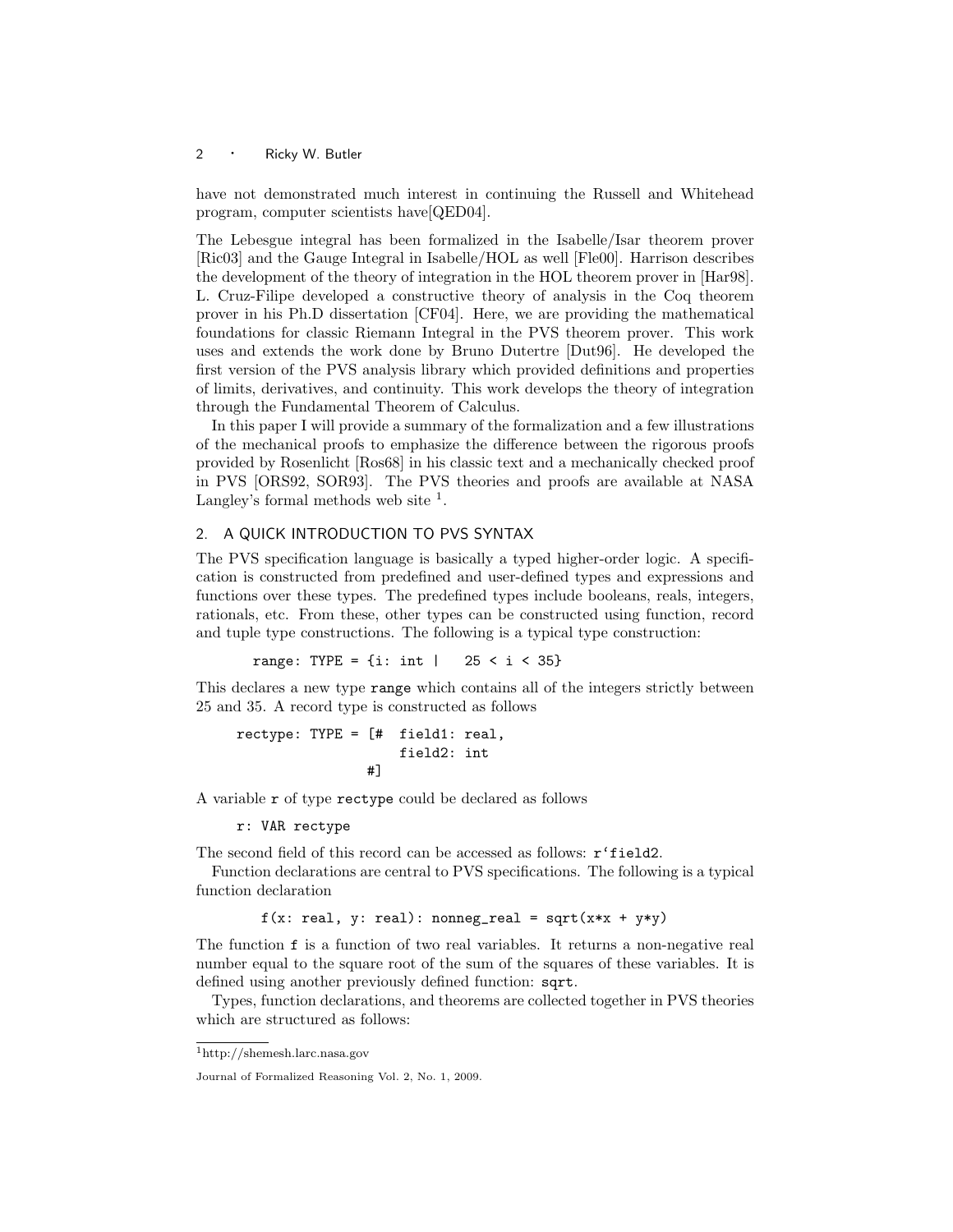have not demonstrated much interest in continuing the Russell and Whitehead program, computer scientists have[QED04].

The Lebesgue integral has been formalized in the Isabelle/Isar theorem prover [Ric03] and the Gauge Integral in Isabelle/HOL as well [Fle00]. Harrison describes the development of the theory of integration in the HOL theorem prover in [Har98]. L. Cruz-Filipe developed a constructive theory of analysis in the Coq theorem prover in his Ph.D dissertation [CF04]. Here, we are providing the mathematical foundations for classic Riemann Integral in the PVS theorem prover. This work uses and extends the work done by Bruno Dutertre [Dut96]. He developed the first version of the PVS analysis library which provided definitions and properties of limits, derivatives, and continuity. This work develops the theory of integration through the Fundamental Theorem of Calculus.

In this paper I will provide a summary of the formalization and a few illustrations of the mechanical proofs to emphasize the difference between the rigorous proofs provided by Rosenlicht [Ros68] in his classic text and a mechanically checked proof in PVS [ORS92, SOR93]. The PVS theories and proofs are available at NASA Langley's formal methods web site [1].

## 2. A QUICK INTRODUCTION TO PVS SYNTAX

The PVS specification language is basically a typed higher-order logic. A specification is constructed from predefined and user-defined types and expressions and functions over these types. The predefined types include booleans, reals, integers, rationals, etc. From these, other types can be constructed using function, record and tuple type constructions. The following is a typical type construction:

```
range: TYPE = {i: int |   25 < i < 35}
```

This declares a new type `range` which contains all of the integers strictly between 25 and 35. A record type is constructed as follows

```
rectype: TYPE = [#  field1: real,
                    field2: int
                #]
```

A variable `r` of type `rectype` could be declared as follows

```
r: VAR rectype
```

The second field of this record can be accessed as follows: `r`field2`.

Function declarations are central to PVS specifications. The following is a typical function declaration

```
f(x: real, y: real): nonneg_real = sqrt(x*x + y*y)
```

The function `f` is a function of two real variables. It returns a non-negative real number equal to the square root of the sum of the squares of these variables. It is defined using another previously defined function: `sqrt`.

Types, function declarations, and theorems are collected together in PVS theories which are structured as follows:

[1] http://shemesh.larc.nasa.gov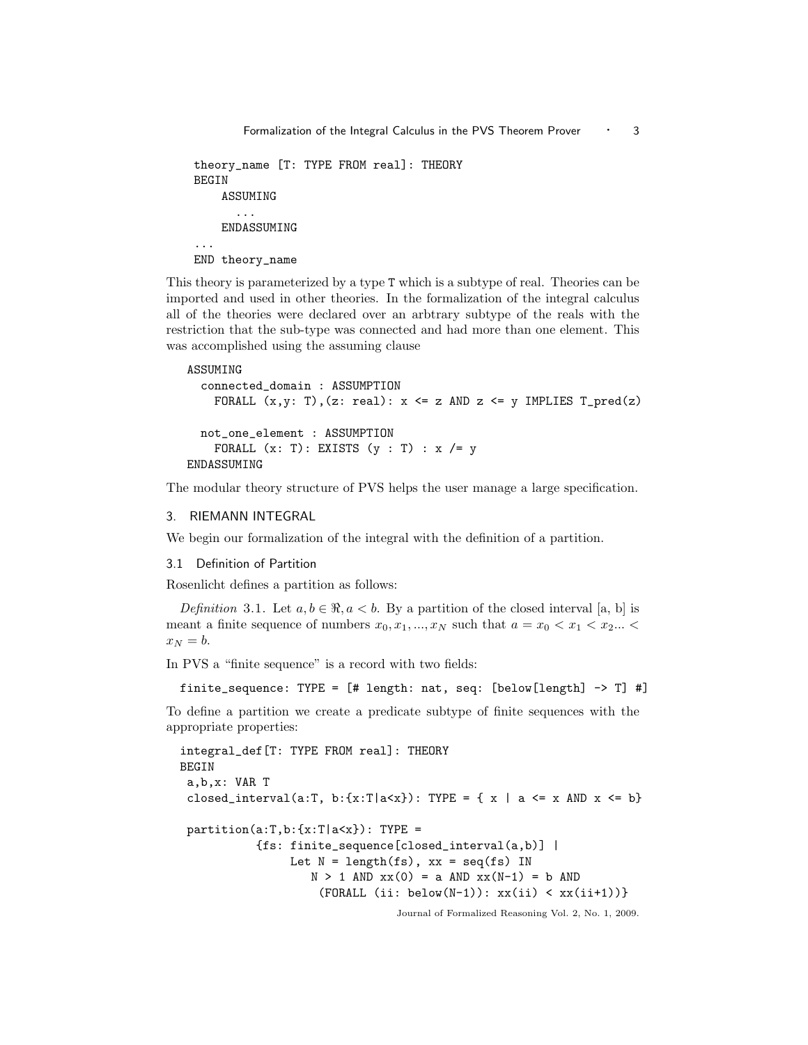```
theory_name [T: TYPE FROM real]: THEORY
BEGIN
    ASSUMING
      ...
    ENDASSUMING
...
END theory_name
```

This theory is parameterized by a type T which is a subtype of real. Theories can be imported and used in other theories. In the formalization of the integral calculus all of the theories were declared over an arbtrary subtype of the reals with the restriction that the sub-type was connected and had more than one element. This was accomplished using the assuming clause

```
ASSUMING
  connected_domain : ASSUMPTION
    FORALL (x,y: T),(z: real): x <= z AND z <= y IMPLIES T_pred(z)

  not_one_element : ASSUMPTION
    FORALL (x: T): EXISTS (y : T) : x /= y
ENDASSUMING
```

The modular theory structure of PVS helps the user manage a large specification.

## 3. RIEMANN INTEGRAL

We begin our formalization of the integral with the definition of a partition.

### 3.1 Definition of Partition

Rosenlicht defines a partition as follows:

*Definition* 3.1. Let $a, b \in \Re, a < b$. By a partition of the closed interval [a, b] is meant a finite sequence of numbers $x_0, x_1, ..., x_N$ such that $a = x_0 < x_1 < x_2 ... < x_N = b$.

In PVS a "finite sequence" is a record with two fields:

```
finite_sequence: TYPE = [# length: nat, seq: [below[length] -> T] #]
```

To define a partition we create a predicate subtype of finite sequences with the appropriate properties:

```
integral_def[T: TYPE FROM real]: THEORY
BEGIN
 a,b,x: VAR T
 closed_interval(a:T, b:{x:T|a<x}): TYPE = { x | a <= x AND x <= b}

 partition(a:T,b:{x:T|a<x}): TYPE =
          {fs: finite_sequence[closed_interval(a,b)] |
               Let N = length(fs), xx = seq(fs) IN
                  N > 1 AND xx(0) = a AND xx(N-1) = b AND
                    (FORALL (ii: below(N-1)): xx(ii) < xx(ii+1))}
```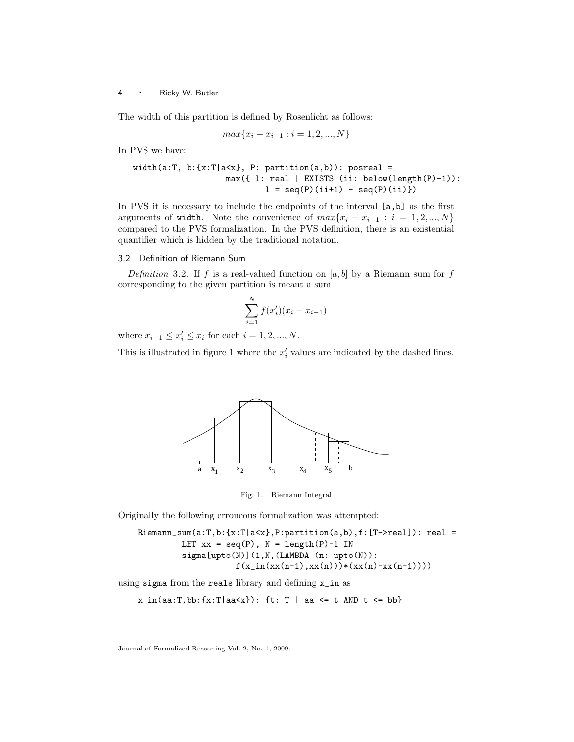The width of this partition is defined by Rosenlicht as follows:

$$max\{x_i - x_{i-1} : i = 1, 2, ..., N\}$$

In PVS we have:

```
width(a:T, b:{x:T|a<x}, P: partition(a,b)): posreal =
                  max({ l: real | EXISTS (ii: below(length(P)-1)):
                          l = seq(P)(ii+1) - seq(P)(ii)})
```

In PVS it is necessary to include the endpoints of the interval `[a,b]` as the first arguments of `width`. Note the convenience of $max\{x_i - x_{i-1} : i = 1, 2, ..., N\}$ compared to the PVS formalization. In the PVS definition, there is an existential quantifier which is hidden by the traditional notation.

### 3.2 Definition of Riemann Sum

*Definition* 3.2. If $f$ is a real-valued function on $[a, b]$ by a Riemann sum for $f$ corresponding to the given partition is meant a sum

$$\sum_{i=1}^{N} f(x_i')(x_i - x_{i-1})$$

where $x_{i-1} \leq x_i' \leq x_i$ for each $i = 1, 2, ..., N$.

This is illustrated in figure 1 where the $x_i'$ values are indicated by the dashed lines.

Fig. 1. Riemann Integral

Originally the following erroneous formalization was attempted:

```
Riemann_sum(a:T,b:{x:T|a<x},P:partition(a,b),f:[T->real]): real =
        LET xx = seq(P), N = length(P)-1 IN
        sigma[upto(N)](1,N,(LAMBDA (n: upto(N)):
                f(x_in(xx(n-1),xx(n)))*(xx(n)-xx(n-1))))
```

using `sigma` from the `reals` library and defining `x_in` as

```
x_in(aa:T,bb:{x:T|aa<x}): {t: T | aa <= t AND t <= bb}
```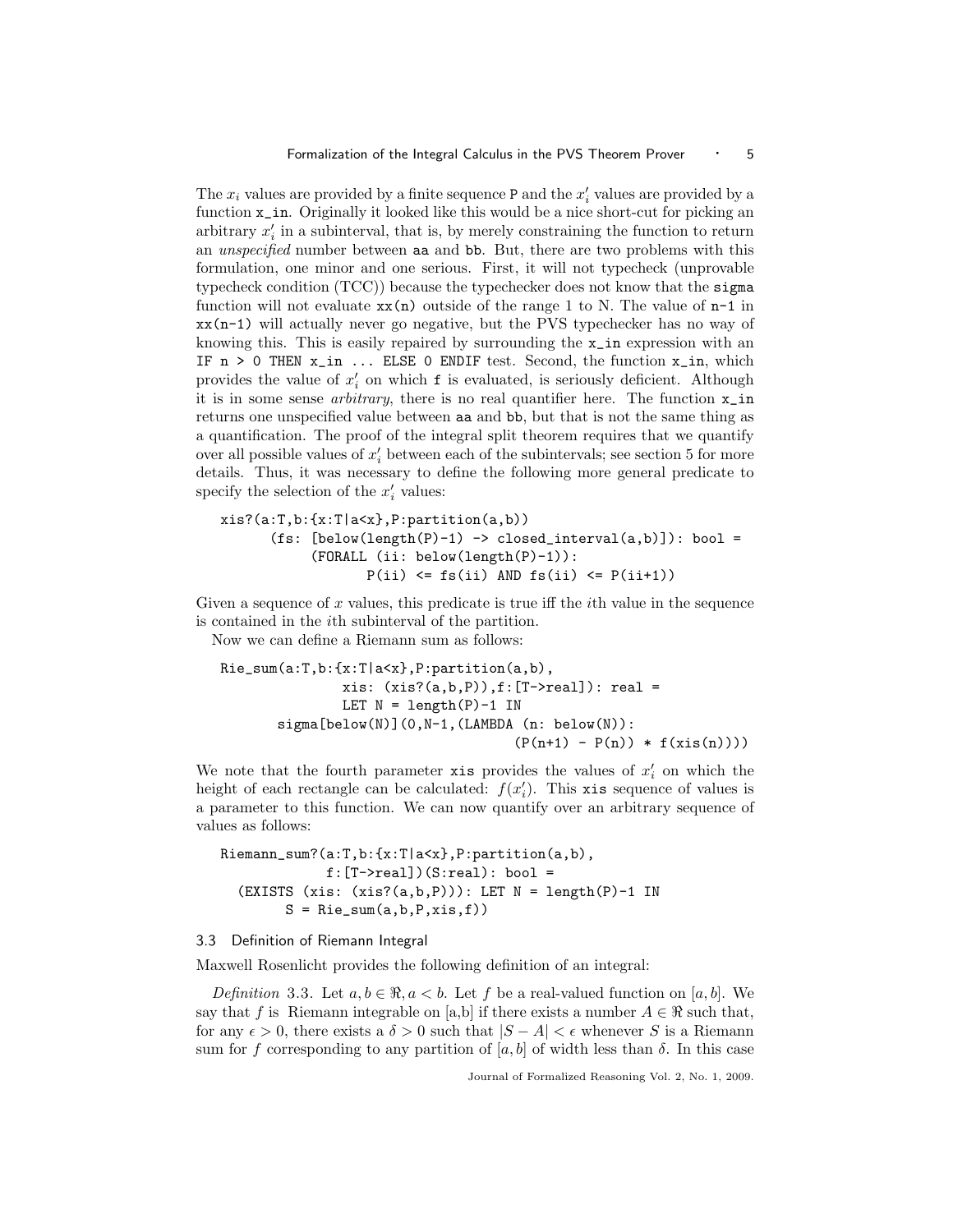The $x_i$ values are provided by a finite sequence `P` and the $x'_i$ values are provided by a function `x_in`. Originally it looked like this would be a nice short-cut for picking an arbitrary $x'_i$ in a subinterval, that is, by merely constraining the function to return an *unspecified* number between `aa` and `bb`. But, there are two problems with this formulation, one minor and one serious. First, it will not typecheck (unprovable typecheck condition (TCC)) because the typechecker does not know that the `sigma` function will not evaluate `xx(n)` outside of the range 1 to N. The value of `n-1` in `xx(n-1)` will actually never go negative, but the PVS typechecker has no way of knowing this. This is easily repaired by surrounding the `x_in` expression with an `IF n > 0 THEN x_in ... ELSE 0 ENDIF` test. Second, the function `x_in`, which provides the value of $x'_i$ on which `f` is evaluated, is seriously deficient. Although it is in some sense *arbitrary*, there is no real quantifier here. The function `x_in` returns one unspecified value between `aa` and `bb`, but that is not the same thing as a quantification. The proof of the integral split theorem requires that we quantify over all possible values of $x'_i$ between each of the subintervals; see section 5 for more details. Thus, it was necessary to define the following more general predicate to specify the selection of the $x'_i$ values:

```
xis?(a:T,b:{x:T|a<x},P:partition(a,b))
      (fs: [below(length(P)-1) -> closed_interval(a,b)]): bool =
           (FORALL (ii: below(length(P)-1)):
                  P(ii) <= fs(ii) AND fs(ii) <= P(ii+1))
```

Given a sequence of $x$ values, this predicate is true iff the $i$th value in the sequence is contained in the $i$th subinterval of the partition.

Now we can define a Riemann sum as follows:

```
Rie_sum(a:T,b:{x:T|a<x},P:partition(a,b),
              xis: (xis?(a,b,P)),f:[T->real]): real =
              LET N = length(P)-1 IN
       sigma[below(N)](0,N-1,(LAMBDA (n: below(N)):
                                   (P(n+1) - P(n)) * f(xis(n))))
```

We note that the fourth parameter `xis` provides the values of $x'_i$ on which the height of each rectangle can be calculated: $f(x'_i)$. This `xis` sequence of values is a parameter to this function. We can now quantify over an arbitrary sequence of values as follows:

```
Riemann_sum?(a:T,b:{x:T|a<x},P:partition(a,b),
             f:[T->real])(S:real): bool =
   (EXISTS (xis: (xis?(a,b,P))): LET N = length(P)-1 IN
        S = Rie_sum(a,b,P,xis,f))
```

### 3.3 Definition of Riemann Integral

Maxwell Rosenlicht provides the following definition of an integral:

*Definition* 3.3. Let $a, b \in \Re, a < b$. Let $f$ be a real-valued function on $[a, b]$. We say that $f$ is Riemann integrable on [a,b] if there exists a number $A \in \Re$ such that, for any $\epsilon > 0$, there exists a $\delta > 0$ such that $|S - A| < \epsilon$ whenever $S$ is a Riemann sum for $f$ corresponding to any partition of $[a, b]$ of width less than $\delta$. In this case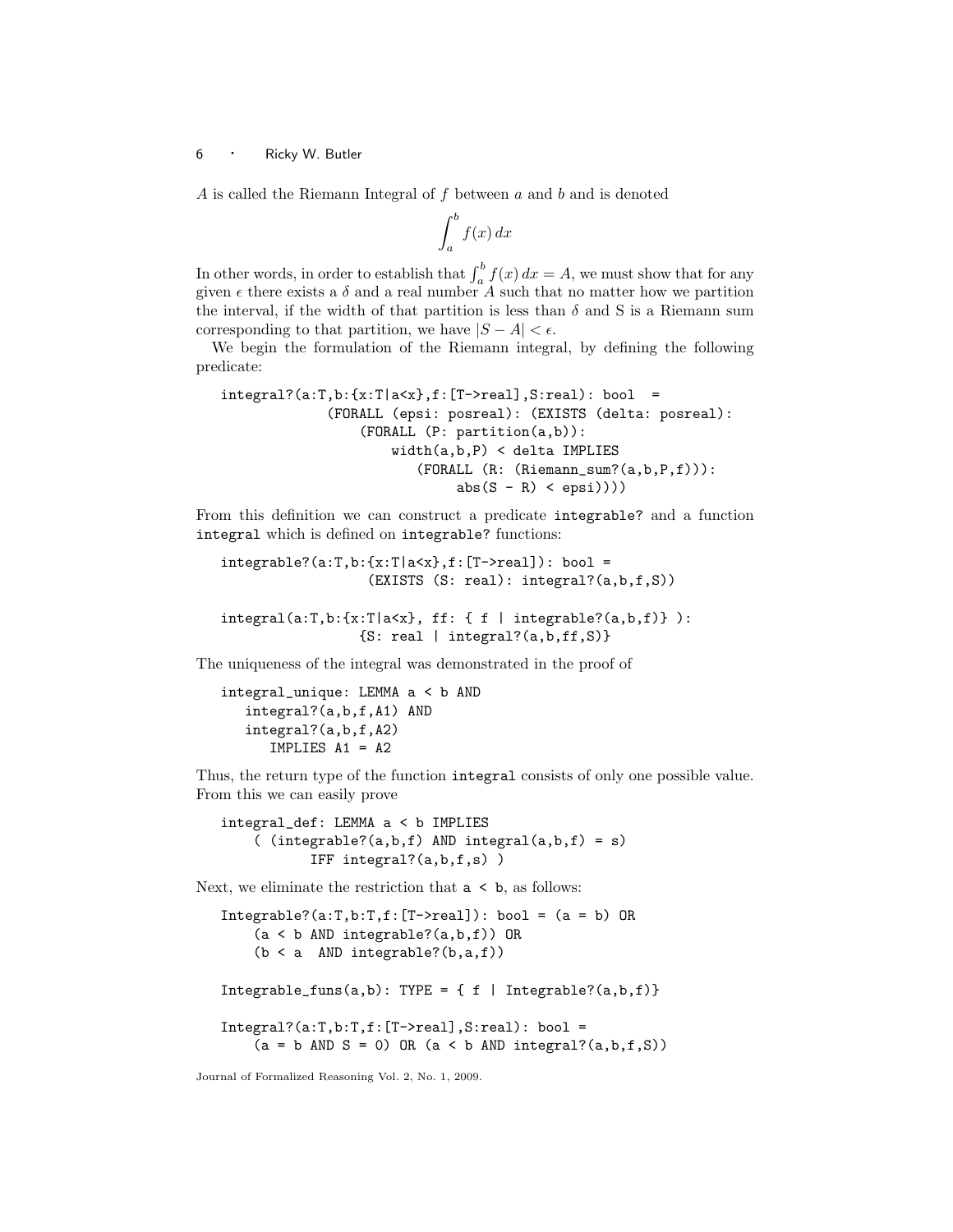$A$ is called the Riemann Integral of $f$ between $a$ and $b$ and is denoted

$$\int_a^b f(x)\,dx$$

In other words, in order to establish that $\int_a^b f(x)\,dx = A$, we must show that for any given $\epsilon$ there exists a $\delta$ and a real number $A$ such that no matter how we partition the interval, if the width of that partition is less than $\delta$ and S is a Riemann sum corresponding to that partition, we have $|S - A| < \epsilon$.

We begin the formulation of the Riemann integral, by defining the following predicate:

```
integral?(a:T,b:{x:T|a<x},f:[T->real],S:real): bool  =
             (FORALL (epsi: posreal): (EXISTS (delta: posreal):
                 (FORALL (P: partition(a,b)):
                     width(a,b,P) < delta IMPLIES
                        (FORALL (R: (Riemann_sum?(a,b,P,f))):
                             abs(S - R) < epsi))))
```

From this definition we can construct a predicate `integrable?` and a function `integral` which is defined on `integrable?` functions:

```
integrable?(a:T,b:{x:T|a<x},f:[T->real]): bool =
                  (EXISTS (S: real): integral?(a,b,f,S))

integral(a:T,b:{x:T|a<x}, ff: { f | integrable?(a,b,f)} ):
                 {S: real | integral?(a,b,ff,S)}
```

The uniqueness of the integral was demonstrated in the proof of

```
integral_unique: LEMMA a < b AND
   integral?(a,b,f,A1) AND
   integral?(a,b,f,A2)
      IMPLIES A1 = A2
```

Thus, the return type of the function `integral` consists of only one possible value. From this we can easily prove

```
integral_def: LEMMA a < b IMPLIES
    ( (integrable?(a,b,f) AND integral(a,b,f) = s)
          IFF integral?(a,b,f,s) )
```

Next, we eliminate the restriction that `a < b`, as follows:

```
Integrable?(a:T,b:T,f:[T->real]): bool = (a = b) OR
    (a < b AND integrable?(a,b,f)) OR
    (b < a  AND integrable?(b,a,f))

Integrable_funs(a,b): TYPE = { f | Integrable?(a,b,f)}

Integral?(a:T,b:T,f:[T->real],S:real): bool =
    (a = b AND S = 0) OR (a < b AND integral?(a,b,f,S))
```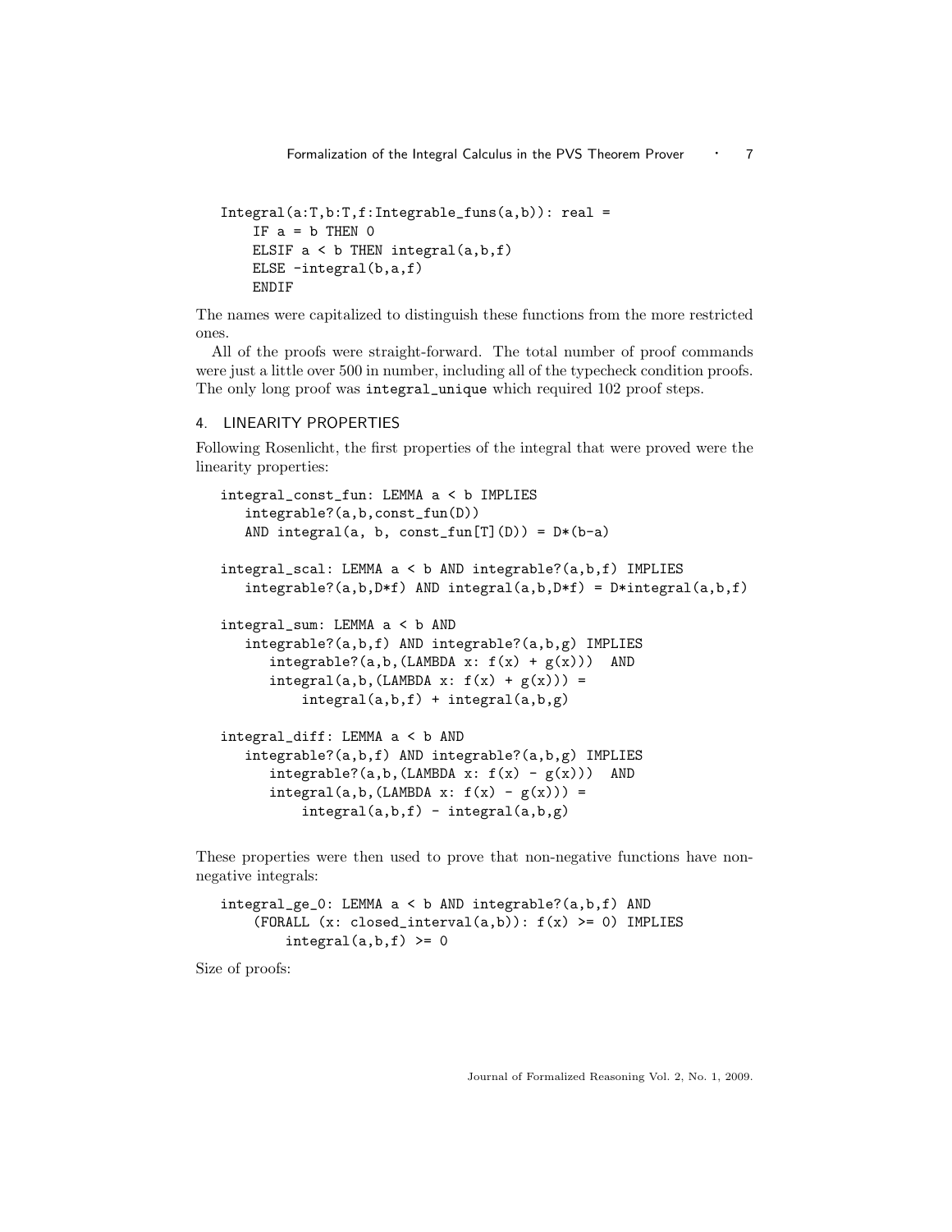```
Integral(a:T,b:T,f:Integrable_funs(a,b)): real =
    IF a = b THEN 0
    ELSIF a < b THEN integral(a,b,f)
    ELSE -integral(b,a,f)
    ENDIF
```

The names were capitalized to distinguish these functions from the more restricted ones.

All of the proofs were straight-forward. The total number of proof commands were just a little over 500 in number, including all of the typecheck condition proofs. The only long proof was `integral_unique` which required 102 proof steps.

## 4. LINEARITY PROPERTIES

Following Rosenlicht, the first properties of the integral that were proved were the linearity properties:

```
integral_const_fun: LEMMA a < b IMPLIES
   integrable?(a,b,const_fun(D))
   AND integral(a, b, const_fun[T](D)) = D*(b-a)

integral_scal: LEMMA a < b AND integrable?(a,b,f) IMPLIES
   integrable?(a,b,D*f) AND integral(a,b,D*f) = D*integral(a,b,f)

integral_sum: LEMMA a < b AND
   integrable?(a,b,f) AND integrable?(a,b,g) IMPLIES
      integrable?(a,b,(LAMBDA x: f(x) + g(x)))  AND
      integral(a,b,(LAMBDA x: f(x) + g(x))) =
          integral(a,b,f) + integral(a,b,g)

integral_diff: LEMMA a < b AND
   integrable?(a,b,f) AND integrable?(a,b,g) IMPLIES
      integrable?(a,b,(LAMBDA x: f(x) - g(x)))  AND
      integral(a,b,(LAMBDA x: f(x) - g(x))) =
          integral(a,b,f) - integral(a,b,g)
```

These properties were then used to prove that non-negative functions have non-negative integrals:

```
integral_ge_0: LEMMA a < b AND integrable?(a,b,f) AND
    (FORALL (x: closed_interval(a,b)): f(x) >= 0) IMPLIES
        integral(a,b,f) >= 0
```

Size of proofs: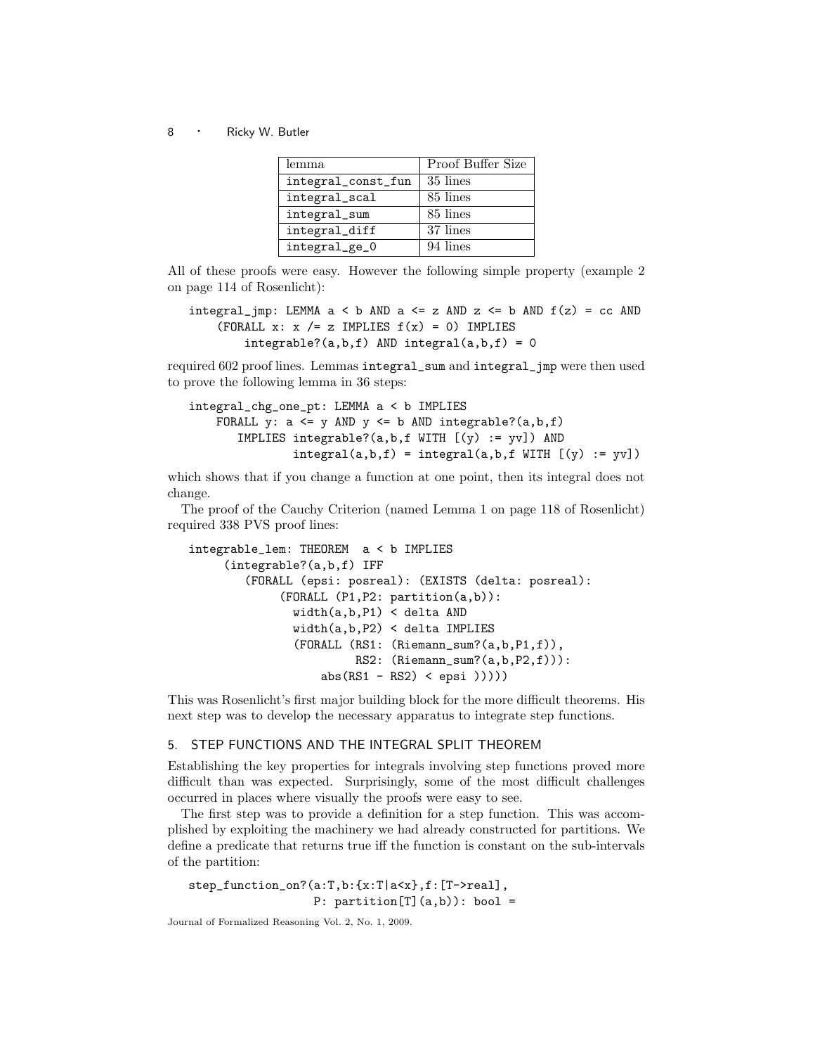| lemma | Proof Buffer Size |
|---|---|
| integral_const_fun | 35 lines |
| integral_scal | 85 lines |
| integral_sum | 85 lines |
| integral_diff | 37 lines |
| integral_ge_0 | 94 lines |

All of these proofs were easy. However the following simple property (example 2 on page 114 of Rosenlicht):

```
integral_jmp: LEMMA a < b AND a <= z AND z <= b AND f(z) = cc AND
     (FORALL x: x /= z IMPLIES f(x) = 0) IMPLIES
         integrable?(a,b,f) AND integral(a,b,f) = 0
```

required 602 proof lines. Lemmas `integral_sum` and `integral_jmp` were then used to prove the following lemma in 36 steps:

```
integral_chg_one_pt: LEMMA a < b IMPLIES
    FORALL y: a <= y AND y <= b AND integrable?(a,b,f)
       IMPLIES integrable?(a,b,f WITH [(y) := yv]) AND
               integral(a,b,f) = integral(a,b,f WITH [(y) := yv])
```

which shows that if you change a function at one point, then its integral does not change.

The proof of the Cauchy Criterion (named Lemma 1 on page 118 of Rosenlicht) required 338 PVS proof lines:

```
integrable_lem: THEOREM  a < b IMPLIES
     (integrable?(a,b,f) IFF
        (FORALL (epsi: posreal): (EXISTS (delta: posreal):
             (FORALL (P1,P2: partition(a,b)):
               width(a,b,P1) < delta AND
               width(a,b,P2) < delta IMPLIES
               (FORALL (RS1: (Riemann_sum?(a,b,P1,f)),
                        RS2: (Riemann_sum?(a,b,P2,f))):
                   abs(RS1 - RS2) < epsi )))))
```

This was Rosenlicht's first major building block for the more difficult theorems. His next step was to develop the necessary apparatus to integrate step functions.

## 5. STEP FUNCTIONS AND THE INTEGRAL SPLIT THEOREM

Establishing the key properties for integrals involving step functions proved more difficult than was expected. Surprisingly, some of the most difficult challenges occurred in places where visually the proofs were easy to see.

The first step was to provide a definition for a step function. This was accomplished by exploiting the machinery we had already constructed for partitions. We define a predicate that returns true iff the function is constant on the sub-intervals of the partition:

```
step_function_on?(a:T,b:{x:T|a<x},f:[T->real],
                  P: partition[T](a,b)): bool =
```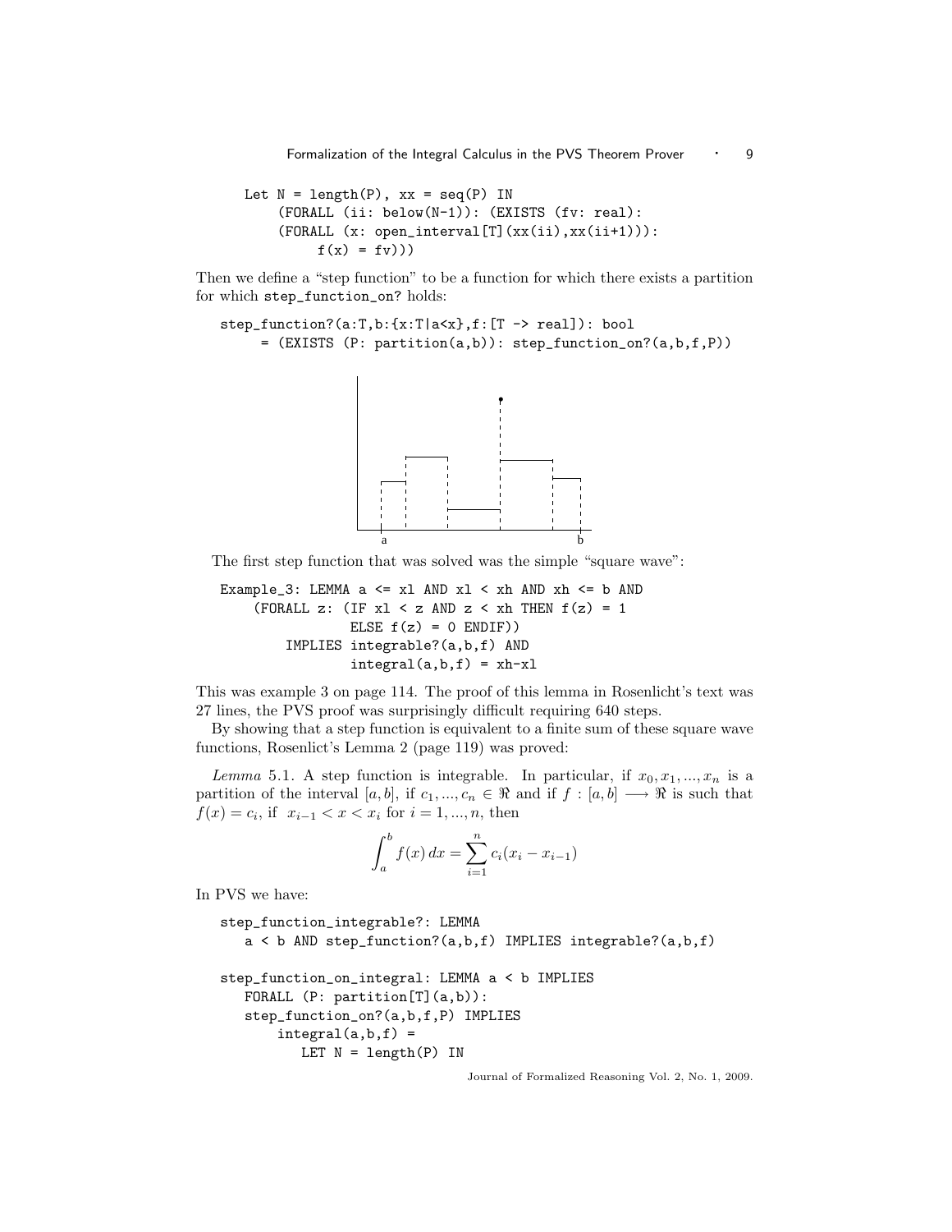```
Let N = length(P), xx = seq(P) IN
    (FORALL (ii: below(N-1)): (EXISTS (fv: real):
    (FORALL (x: open_interval[T](xx(ii),xx(ii+1))):
        f(x) = fv)))
```

Then we define a "step function" to be a function for which there exists a partition for which step_function_on? holds:

```
step_function?(a:T,b:{x:T|a<x},f:[T -> real]): bool
    = (EXISTS (P: partition(a,b)): step_function_on?(a,b,f,P))
```

The first step function that was solved was the simple "square wave":

```
Example_3: LEMMA a <= xl AND xl < xh AND xh <= b AND
    (FORALL z: (IF xl < z AND z < xh THEN f(z) = 1
                ELSE f(z) = 0 ENDIF))
        IMPLIES integrable?(a,b,f) AND
                integral(a,b,f) = xh-xl
```

This was example 3 on page 114. The proof of this lemma in Rosenlicht's text was 27 lines, the PVS proof was surprisingly difficult requiring 640 steps.

By showing that a step function is equivalent to a finite sum of these square wave functions, Rosenlict's Lemma 2 (page 119) was proved:

*Lemma* 5.1. A step function is integrable. In particular, if $x_0, x_1, ..., x_n$ is a partition of the interval $[a, b]$, if $c_1, ..., c_n \in \Re$ and if $f : [a, b] \longrightarrow \Re$ is such that $f(x) = c_i$, if $x_{i-1} < x < x_i$ for $i = 1, ..., n$, then

$$\int_a^b f(x)\, dx = \sum_{i=1}^{n} c_i (x_i - x_{i-1})$$

In PVS we have:

```
step_function_integrable?: LEMMA
   a < b AND step_function?(a,b,f) IMPLIES integrable?(a,b,f)

step_function_on_integral: LEMMA a < b IMPLIES
   FORALL (P: partition[T](a,b)):
   step_function_on?(a,b,f,P) IMPLIES
       integral(a,b,f) =
          LET N = length(P) IN
```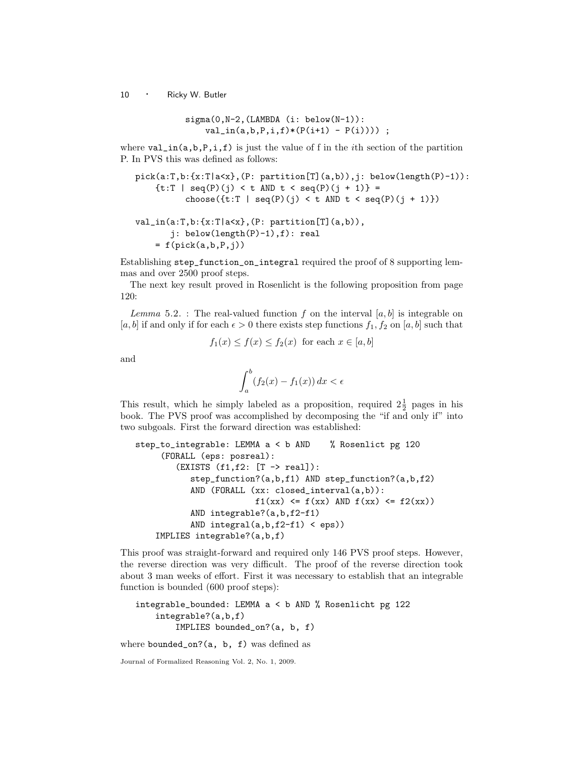```
          sigma(0,N-2,(LAMBDA (i: below(N-1)):
              val_in(a,b,P,i,f)*(P(i+1) - P(i)))) ;
```

where `val_in(a,b,P,i,f)` is just the value of f in the $i$th section of the partition P. In PVS this was defined as follows:

```
   pick(a:T,b:{x:T|a<x},(P: partition[T](a,b)),j: below(length(P)-1)):
       {t:T | seq(P)(j) < t AND t < seq(P)(j + 1)} =
             choose({t:T | seq(P)(j) < t AND t < seq(P)(j + 1)})

   val_in(a:T,b:{x:T|a<x},(P: partition[T](a,b)),
          j: below(length(P)-1),f): real
        = f(pick(a,b,P,j))
```

Establishing `step_function_on_integral` required the proof of 8 supporting lemmas and over 2500 proof steps.

The next key result proved in Rosenlicht is the following proposition from page 120:

*Lemma* 5.2. : The real-valued function $f$ on the interval $[a, b]$ is integrable on $[a, b]$ if and only if for each $\epsilon > 0$ there exists step functions $f_1, f_2$ on $[a, b]$ such that

$$f_1(x) \leq f(x) \leq f_2(x) \text{ for each } x \in [a, b]$$

and

$$\int_a^b (f_2(x) - f_1(x))\, dx < \epsilon$$

This result, which he simply labeled as a proposition, required $2\frac{1}{2}$ pages in his book. The PVS proof was accomplished by decomposing the "if and only if" into two subgoals. First the forward direction was established:

```
   step_to_integrable: LEMMA a < b AND    % Rosenlicht pg 120
         (FORALL (eps: posreal):
            (EXISTS (f1,f2: [T -> real]):
               step_function?(a,b,f1) AND step_function?(a,b,f2)
               AND (FORALL (xx: closed_interval(a,b)):
                         f1(xx) <= f(xx) AND f(xx) <= f2(xx))
               AND integrable?(a,b,f2-f1)
               AND integral(a,b,f2-f1) < eps))
        IMPLIES integrable?(a,b,f)
```

This proof was straight-forward and required only 146 PVS proof steps. However, the reverse direction was very difficult. The proof of the reverse direction took about 3 man weeks of effort. First it was necessary to establish that an integrable function is bounded (600 proof steps):

```
   integrable_bounded: LEMMA a < b AND % Rosenlicht pg 122
        integrable?(a,b,f)
            IMPLIES bounded_on?(a, b, f)
```

where `bounded_on?(a, b, f)` was defined as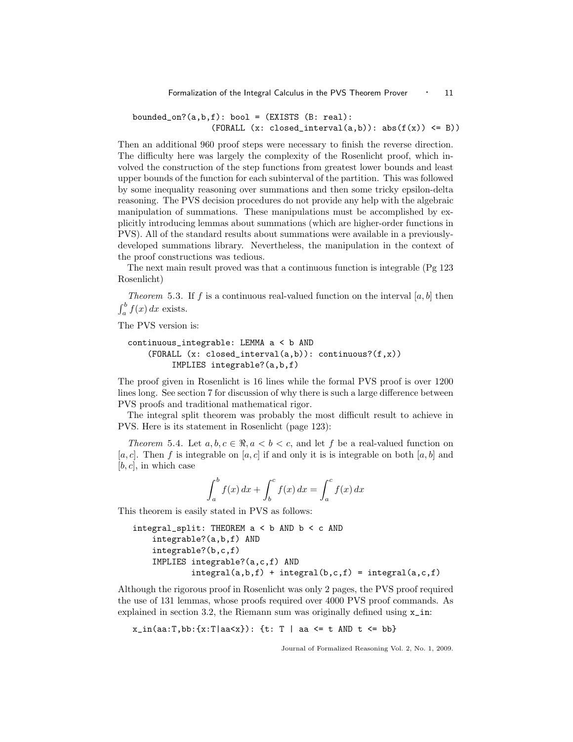```
bounded_on?(a,b,f): bool = (EXISTS (B: real):
                (FORALL (x: closed_interval(a,b)): abs(f(x)) <= B))
```

Then an additional 960 proof steps were necessary to finish the reverse direction. The difficulty here was largely the complexity of the Rosenlicht proof, which involved the construction of the step functions from greatest lower bounds and least upper bounds of the function for each subinterval of the partition. This was followed by some inequality reasoning over summations and then some tricky epsilon-delta reasoning. The PVS decision procedures do not provide any help with the algebraic manipulation of summations. These manipulations must be accomplished by explicitly introducing lemmas about summations (which are higher-order functions in PVS). All of the standard results about summations were available in a previously-developed summations library. Nevertheless, the manipulation in the context of the proof constructions was tedious.

The next main result proved was that a continuous function is integrable (Pg 123 Rosenlicht)

*Theorem* 5.3. If $f$ is a continuous real-valued function on the interval $[a, b]$ then $\int_a^b f(x)\,dx$ exists.

The PVS version is:

```
continuous_integrable: LEMMA a < b AND
    (FORALL (x: closed_interval(a,b)): continuous?(f,x))
        IMPLIES integrable?(a,b,f)
```

The proof given in Rosenlicht is 16 lines while the formal PVS proof is over 1200 lines long. See section 7 for discussion of why there is such a large difference between PVS proofs and traditional mathematical rigor.

The integral split theorem was probably the most difficult result to achieve in PVS. Here is its statement in Rosenlicht (page 123):

*Theorem* 5.4. Let $a, b, c \in \Re, a < b < c$, and let $f$ be a real-valued function on $[a, c]$. Then $f$ is integrable on $[a, c]$ if and only it is is integrable on both $[a, b]$ and $[b, c]$, in which case

$$\int_a^b f(x)\,dx + \int_b^c f(x)\,dx = \int_a^c f(x)\,dx$$

This theorem is easily stated in PVS as follows:

```
integral_split: THEOREM a < b AND b < c AND
    integrable?(a,b,f) AND
    integrable?(b,c,f)
    IMPLIES integrable?(a,c,f) AND
            integral(a,b,f) + integral(b,c,f) = integral(a,c,f)
```

Although the rigorous proof in Rosenlicht was only 2 pages, the PVS proof required the use of 131 lemmas, whose proofs required over 4000 PVS proof commands. As explained in section 3.2, the Riemann sum was originally defined using `x_in`:

```
x_in(aa:T,bb:{x:T|aa<x}): {t: T | aa <= t AND t <= bb}
```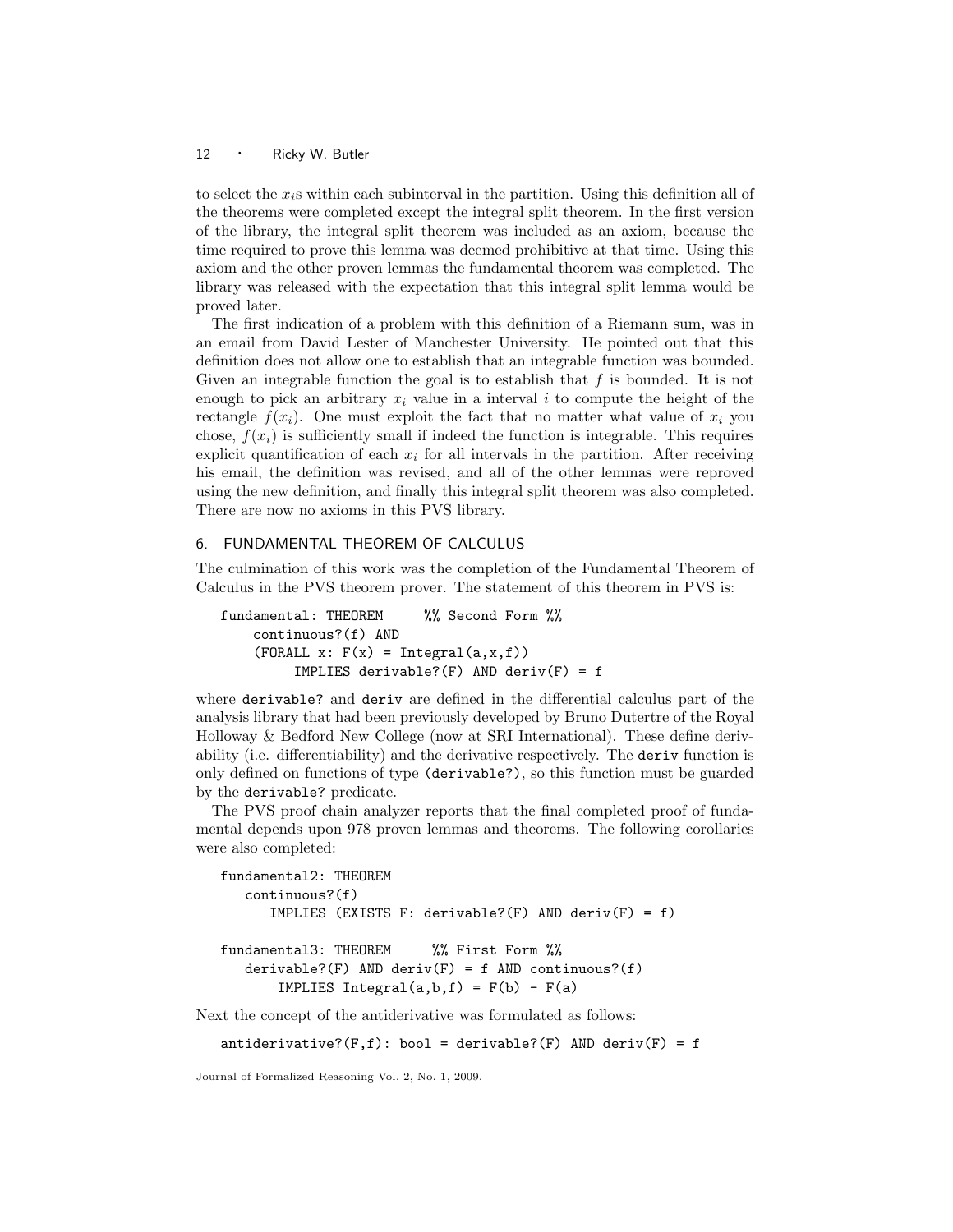to select the $x_i$s within each subinterval in the partition. Using this definition all of the theorems were completed except the integral split theorem. In the first version of the library, the integral split theorem was included as an axiom, because the time required to prove this lemma was deemed prohibitive at that time. Using this axiom and the other proven lemmas the fundamental theorem was completed. The library was released with the expectation that this integral split lemma would be proved later.

The first indication of a problem with this definition of a Riemann sum, was in an email from David Lester of Manchester University. He pointed out that this definition does not allow one to establish that an integrable function was bounded. Given an integrable function the goal is to establish that $f$ is bounded. It is not enough to pick an arbitrary $x_i$ value in a interval $i$ to compute the height of the rectangle $f(x_i)$. One must exploit the fact that no matter what value of $x_i$ you chose, $f(x_i)$ is sufficiently small if indeed the function is integrable. This requires explicit quantification of each $x_i$ for all intervals in the partition. After receiving his email, the definition was revised, and all of the other lemmas were reproved using the new definition, and finally this integral split theorem was also completed. There are now no axioms in this PVS library.

## 6. FUNDAMENTAL THEOREM OF CALCULUS

The culmination of this work was the completion of the Fundamental Theorem of Calculus in the PVS theorem prover. The statement of this theorem in PVS is:

```
fundamental: THEOREM      %% Second Form %%
     continuous?(f) AND
     (FORALL x: F(x) = Integral(a,x,f))
          IMPLIES derivable?(F) AND deriv(F) = f
```

where `derivable?` and `deriv` are defined in the differential calculus part of the analysis library that had been previously developed by Bruno Dutertre of the Royal Holloway & Bedford New College (now at SRI International). These define derivability (i.e. differentiability) and the derivative respectively. The `deriv` function is only defined on functions of type `(derivable?)`, so this function must be guarded by the `derivable?` predicate.

The PVS proof chain analyzer reports that the final completed proof of fundamental depends upon 978 proven lemmas and theorems. The following corollaries were also completed:

```
fundamental2: THEOREM
    continuous?(f)
       IMPLIES (EXISTS F: derivable?(F) AND deriv(F) = f)

fundamental3: THEOREM     %% First Form %%
    derivable?(F) AND deriv(F) = f AND continuous?(f)
        IMPLIES Integral(a,b,f) = F(b) - F(a)
```

Next the concept of the antiderivative was formulated as follows:

```
antiderivative?(F,f): bool = derivable?(F) AND deriv(F) = f
```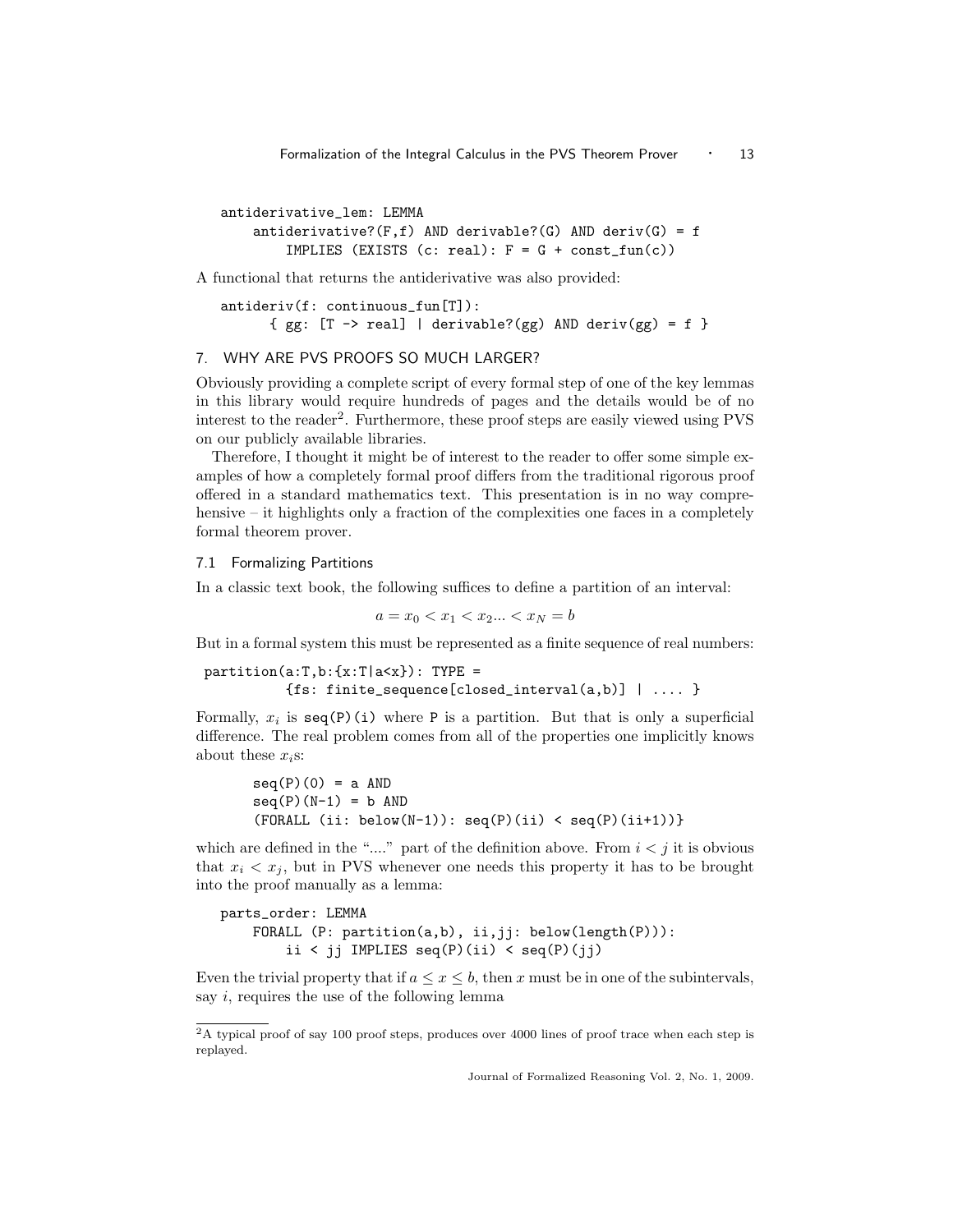```
antiderivative_lem: LEMMA
    antiderivative?(F,f) AND derivable?(G) AND deriv(G) = f
        IMPLIES (EXISTS (c: real): F = G + const_fun(c))
```

A functional that returns the antiderivative was also provided:

```
antideriv(f: continuous_fun[T]):
      { gg: [T -> real] | derivable?(gg) AND deriv(gg) = f }
```

## 7. WHY ARE PVS PROOFS SO MUCH LARGER?

Obviously providing a complete script of every formal step of one of the key lemmas in this library would require hundreds of pages and the details would be of no interest to the reader[2]. Furthermore, these proof steps are easily viewed using PVS on our publicly available libraries.

Therefore, I thought it might be of interest to the reader to offer some simple examples of how a completely formal proof differs from the traditional rigorous proof offered in a standard mathematics text. This presentation is in no way comprehensive – it highlights only a fraction of the complexities one faces in a completely formal theorem prover.

### 7.1 Formalizing Partitions

In a classic text book, the following suffices to define a partition of an interval:

$$a = x_0 < x_1 < x_2 ... < x_N = b$$

But in a formal system this must be represented as a finite sequence of real numbers:

```
partition(a:T,b:{x:T|a<x}): TYPE =
          {fs: finite_sequence[closed_interval(a,b)] | .... }
```

Formally, $x_i$ is `seq(P)(i)` where `P` is a partition. But that is only a superficial difference. The real problem comes from all of the properties one implicitly knows about these $x_i$s:

```
seq(P)(0) = a AND
seq(P)(N-1) = b AND
(FORALL (ii: below(N-1)): seq(P)(ii) < seq(P)(ii+1))}
```

which are defined in the "...." part of the definition above. From $i < j$ it is obvious that $x_i < x_j$, but in PVS whenever one needs this property it has to be brought into the proof manually as a lemma:

```
parts_order: LEMMA
    FORALL (P: partition(a,b), ii,jj: below(length(P))):
        ii < jj IMPLIES seq(P)(ii) < seq(P)(jj)
```

Even the trivial property that if $a \leq x \leq b$, then $x$ must be in one of the subintervals, say $i$, requires the use of the following lemma

[2] A typical proof of say 100 proof steps, produces over 4000 lines of proof trace when each step is replayed.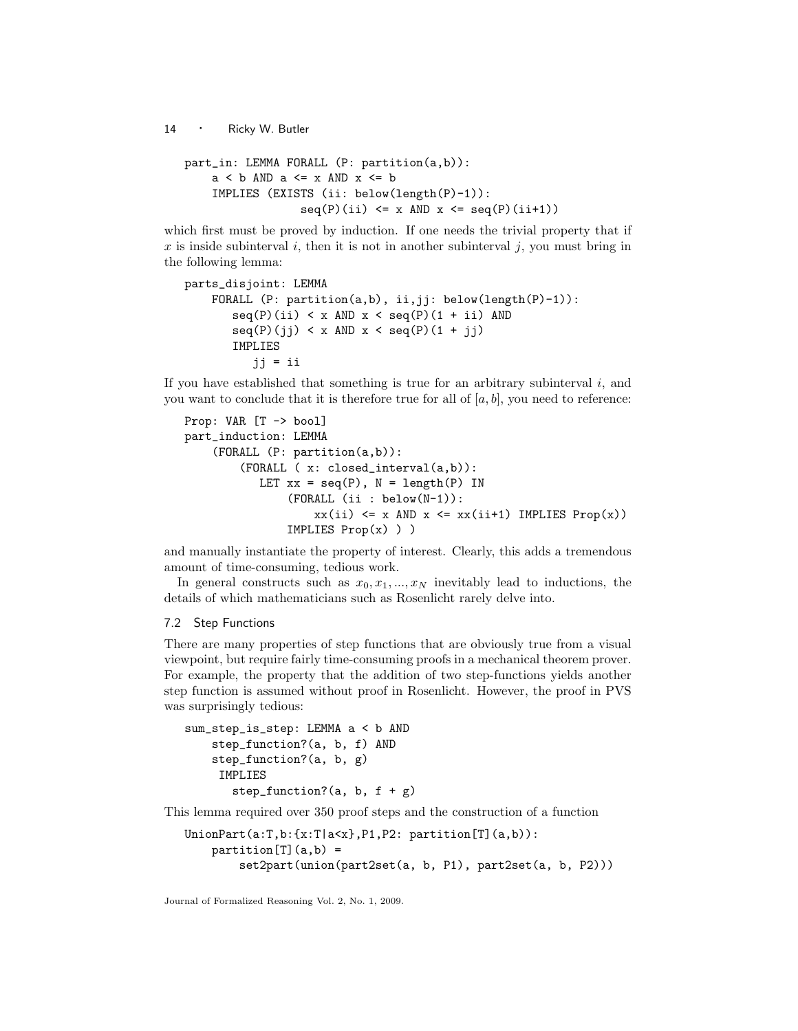```
part_in: LEMMA FORALL (P: partition(a,b)):
    a < b AND a <= x AND x <= b
    IMPLIES (EXISTS (ii: below(length(P)-1)):
                seq(P)(ii) <= x AND x <= seq(P)(ii+1))
```

which first must be proved by induction. If one needs the trivial property that if $x$ is inside subinterval $i$, then it is not in another subinterval $j$, you must bring in the following lemma:

```
parts_disjoint: LEMMA
    FORALL (P: partition(a,b), ii,jj: below(length(P)-1)):
       seq(P)(ii) < x AND x < seq(P)(1 + ii) AND
       seq(P)(jj) < x AND x < seq(P)(1 + jj)
       IMPLIES
          jj = ii
```

If you have established that something is true for an arbitrary subinterval $i$, and you want to conclude that it is therefore true for all of $[a, b]$, you need to reference:

```
Prop: VAR [T -> bool]
part_induction: LEMMA
    (FORALL (P: partition(a,b)):
        (FORALL ( x: closed_interval(a,b)):
           LET xx = seq(P), N = length(P) IN
              (FORALL (ii : below(N-1)):
                  xx(ii) <= x AND x <= xx(ii+1) IMPLIES Prop(x))
              IMPLIES Prop(x) ) )
```

and manually instantiate the property of interest. Clearly, this adds a tremendous amount of time-consuming, tedious work.

In general constructs such as $x_0, x_1, ..., x_N$ inevitably lead to inductions, the details of which mathematicians such as Rosenlicht rarely delve into.

### 7.2 Step Functions

There are many properties of step functions that are obviously true from a visual viewpoint, but require fairly time-consuming proofs in a mechanical theorem prover. For example, the property that the addition of two step-functions yields another step function is assumed without proof in Rosenlicht. However, the proof in PVS was surprisingly tedious:

```
sum_step_is_step: LEMMA a < b AND
    step_function?(a, b, f) AND
    step_function?(a, b, g)
     IMPLIES
       step_function?(a, b, f + g)
```

This lemma required over 350 proof steps and the construction of a function

```
UnionPart(a:T,b:{x:T|a<x},P1,P2: partition[T](a,b)):
    partition[T](a,b) =
        set2part(union(part2set(a, b, P1), part2set(a, b, P2)))
```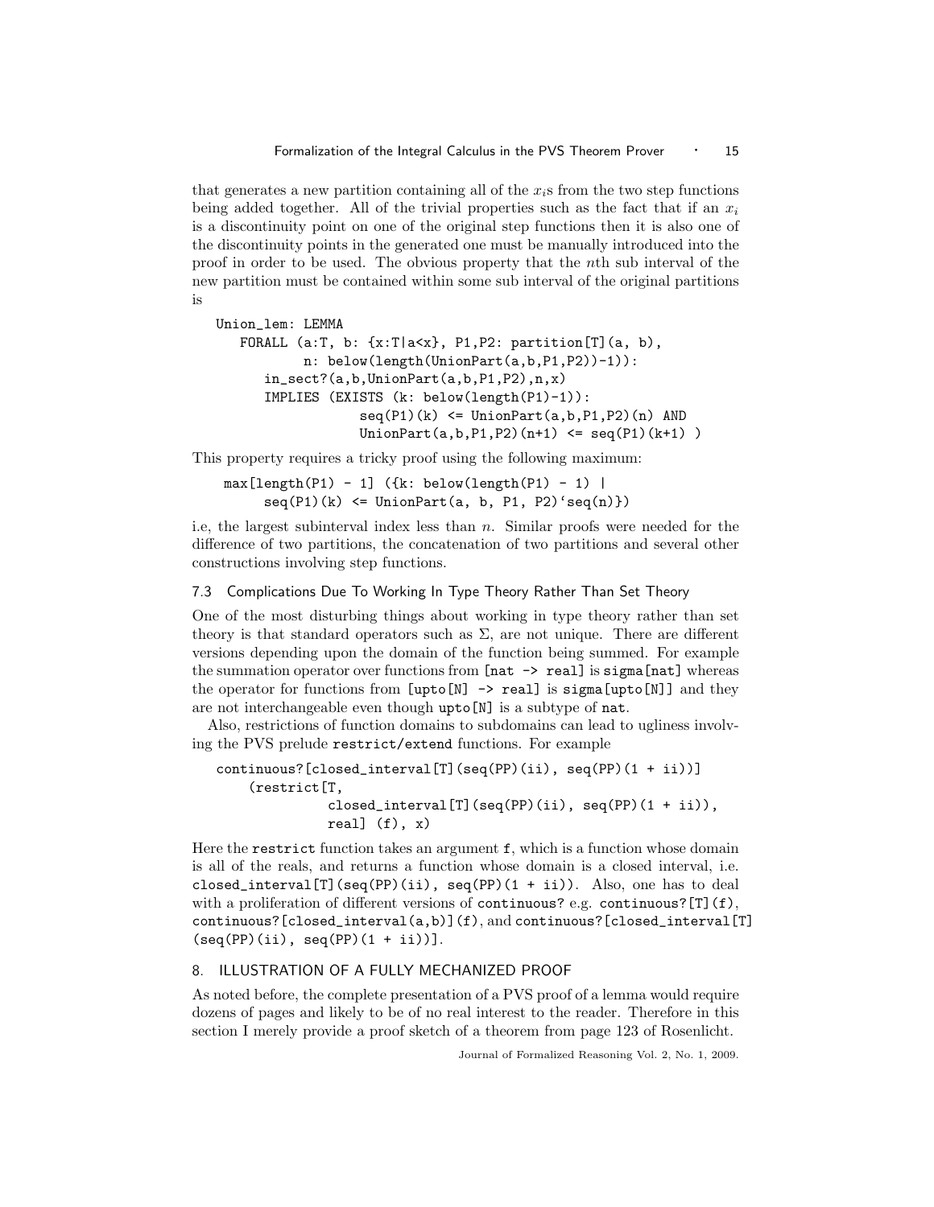that generates a new partition containing all of the $x_i$s from the two step functions being added together. All of the trivial properties such as the fact that if an $x_i$ is a discontinuity point on one of the original step functions then it is also one of the discontinuity points in the generated one must be manually introduced into the proof in order to be used. The obvious property that the $n$th sub interval of the new partition must be contained within some sub interval of the original partitions is

```
Union_lem: LEMMA
   FORALL (a:T, b: {x:T|a<x}, P1,P2: partition[T](a, b),
           n: below(length(UnionPart(a,b,P1,P2))-1)):
      in_sect?(a,b,UnionPart(a,b,P1,P2),n,x)
      IMPLIES (EXISTS (k: below(length(P1)-1)):
                  seq(P1)(k) <= UnionPart(a,b,P1,P2)(n) AND
                  UnionPart(a,b,P1,P2)(n+1) <= seq(P1)(k+1) )
```

This property requires a tricky proof using the following maximum:

```
max[length(P1) - 1] ({k: below(length(P1) - 1) |
     seq(P1)(k) <= UnionPart(a, b, P1, P2)`seq(n)})
```

i.e, the largest subinterval index less than $n$. Similar proofs were needed for the difference of two partitions, the concatenation of two partitions and several other constructions involving step functions.

### 7.3 Complications Due To Working In Type Theory Rather Than Set Theory

One of the most disturbing things about working in type theory rather than set theory is that standard operators such as $\Sigma$, are not unique. There are different versions depending upon the domain of the function being summed. For example the summation operator over functions from `[nat -> real]` is `sigma[nat]` whereas the operator for functions from `[upto[N] -> real]` is `sigma[upto[N]]` and they are not interchangeable even though `upto[N]` is a subtype of `nat`.

Also, restrictions of function domains to subdomains can lead to ugliness involving the PVS prelude `restrict/extend` functions. For example

```
continuous?[closed_interval[T](seq(PP)(ii), seq(PP)(1 + ii))]
    (restrict[T,
              closed_interval[T](seq(PP)(ii), seq(PP)(1 + ii)),
              real] (f), x)
```

Here the `restrict` function takes an argument `f`, which is a function whose domain is all of the reals, and returns a function whose domain is a closed interval, i.e. `closed_interval[T](seq(PP)(ii), seq(PP)(1 + ii))`. Also, one has to deal with a proliferation of different versions of `continuous?` e.g. `continuous?[T](f)`, `continuous?[closed_interval(a,b)](f)`, and `continuous?[closed_interval[T](seq(PP)(ii), seq(PP)(1 + ii))]`.

## 8. ILLUSTRATION OF A FULLY MECHANIZED PROOF

As noted before, the complete presentation of a PVS proof of a lemma would require dozens of pages and likely to be of no real interest to the reader. Therefore in this section I merely provide a proof sketch of a theorem from page 123 of Rosenlicht.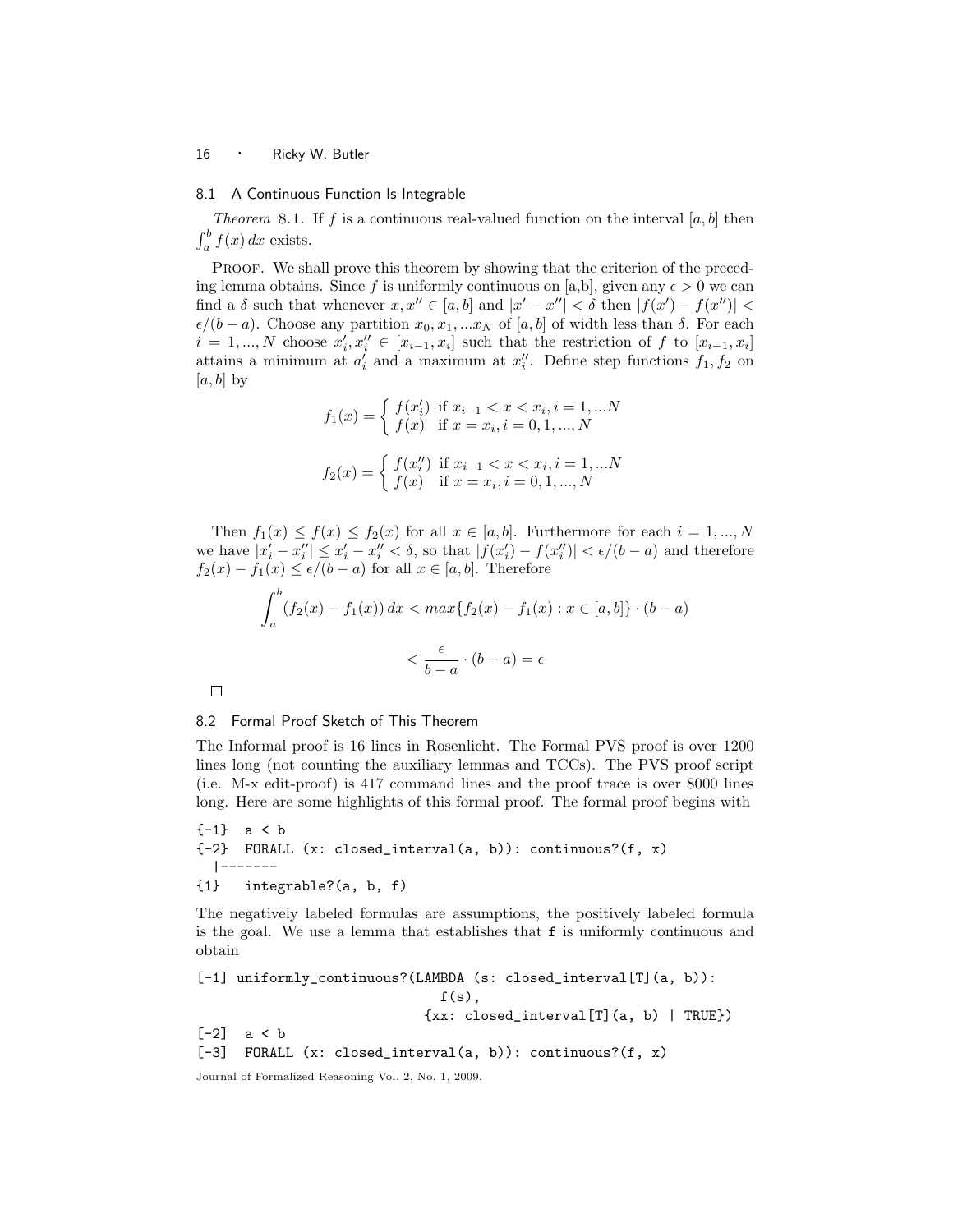### 8.1 A Continuous Function Is Integrable

*Theorem* 8.1. If $f$ is a continuous real-valued function on the interval $[a, b]$ then $\int_a^b f(x)\,dx$ exists.

Proof. We shall prove this theorem by showing that the criterion of the preceding lemma obtains. Since $f$ is uniformly continuous on [a,b], given any $\epsilon > 0$ we can find a $\delta$ such that whenever $x, x'' \in [a, b]$ and $|x' - x''| < \delta$ then $|f(x') - f(x'')| < \epsilon/(b - a)$. Choose any partition $x_0, x_1, ...x_N$ of $[a, b]$ of width less than $\delta$. For each $i = 1, ..., N$ choose $x'_i, x''_i \in [x_{i-1}, x_i]$ such that the restriction of $f$ to $[x_{i-1}, x_i]$ attains a minimum at $a'_i$ and a maximum at $x''_i$. Define step functions $f_1, f_2$ on $[a, b]$ by

$$f_1(x) = \begin{cases} f(x'_i) & \text{if } x_{i-1} < x < x_i, i = 1, ...N \\ f(x) & \text{if } x = x_i, i = 0, 1, ..., N \end{cases}$$

$$f_2(x) = \begin{cases} f(x''_i) & \text{if } x_{i-1} < x < x_i, i = 1, ...N \\ f(x) & \text{if } x = x_i, i = 0, 1, ..., N \end{cases}$$

Then $f_1(x) \leq f(x) \leq f_2(x)$ for all $x \in [a, b]$. Furthermore for each $i = 1, ..., N$ we have $|x'_i - x''_i| \leq x'_i - x''_i < \delta$, so that $|f(x'_i) - f(x''_i)| < \epsilon/(b - a)$ and therefore $f_2(x) - f_1(x) \leq \epsilon/(b - a)$ for all $x \in [a, b]$. Therefore

$$\int_a^b (f_2(x) - f_1(x))\,dx < max\{f_2(x) - f_1(x) : x \in [a, b]\} \cdot (b - a)$$

$$< \frac{\epsilon}{b - a} \cdot (b - a) = \epsilon$$

□

### 8.2 Formal Proof Sketch of This Theorem

The Informal proof is 16 lines in Rosenlicht. The Formal PVS proof is over 1200 lines long (not counting the auxiliary lemmas and TCCs). The PVS proof script (i.e. M-x edit-proof) is 417 command lines and the proof trace is over 8000 lines long. Here are some highlights of this formal proof. The formal proof begins with

```
{-1}  a < b
{-2}  FORALL (x: closed_interval(a, b)): continuous?(f, x)
  |-------
{1}   integrable?(a, b, f)
```

The negatively labeled formulas are assumptions, the positively labeled formula is the goal. We use a lemma that establishes that f is uniformly continuous and obtain

```
[-1] uniformly_continuous?(LAMBDA (s: closed_interval[T](a, b)):
                               f(s),
                             {xx: closed_interval[T](a, b) | TRUE})
[-2]  a < b
[-3]  FORALL (x: closed_interval(a, b)): continuous?(f, x)
```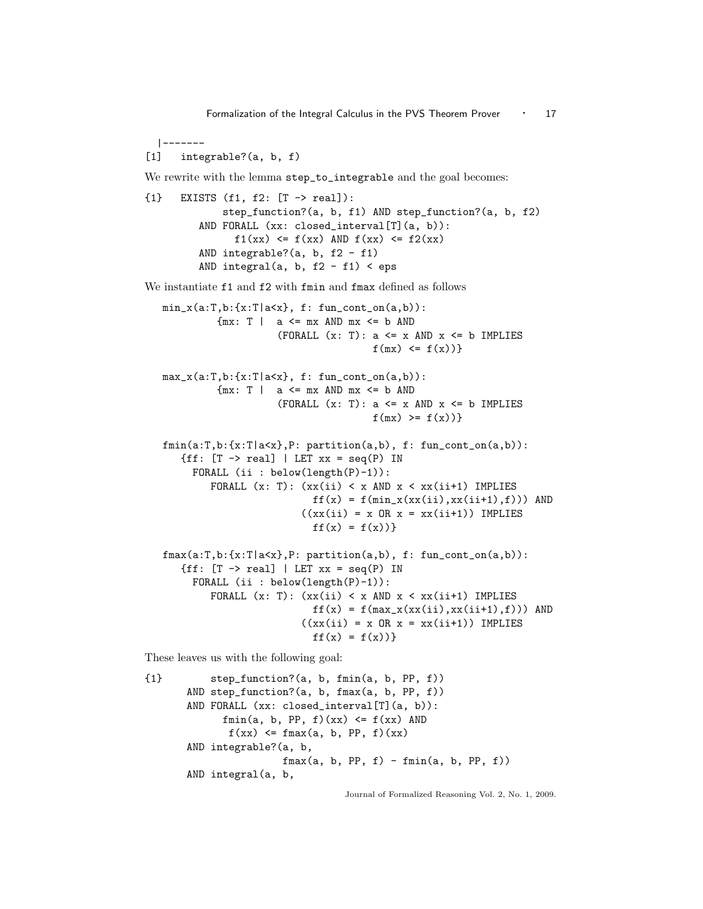```
  |-------
[1]   integrable?(a, b, f)
```

We rewrite with the lemma `step_to_integrable` and the goal becomes:

```
{1}   EXISTS (f1, f2: [T -> real]):
             step_function?(a, b, f1) AND step_function?(a, b, f2)
         AND FORALL (xx: closed_interval[T](a, b)):
               f1(xx) <= f(xx) AND f(xx) <= f2(xx)
         AND integrable?(a, b, f2 - f1)
         AND integral(a, b, f2 - f1) < eps
```

We instantiate `f1` and `f2` with `fmin` and `fmax` defined as follows

```
   min_x(a:T,b:{x:T|a<x}, f: fun_cont_on(a,b)):
            {mx: T |  a <= mx AND mx <= b AND
                      (FORALL (x: T): a <= x AND x <= b IMPLIES
                                      f(mx) <= f(x))}

   max_x(a:T,b:{x:T|a<x}, f: fun_cont_on(a,b)):
            {mx: T |  a <= mx AND mx <= b AND
                      (FORALL (x: T): a <= x AND x <= b IMPLIES
                                      f(mx) >= f(x))}

   fmin(a:T,b:{x:T|a<x},P: partition(a,b), f: fun_cont_on(a,b)):
      {ff: [T -> real] | LET xx = seq(P) IN
        FORALL (ii : below(length(P)-1)):
           FORALL (x: T): (xx(ii) < x AND x < xx(ii+1) IMPLIES
                             ff(x) = f(min_x(xx(ii),xx(ii+1),f))) AND
                          ((xx(ii) = x OR x = xx(ii+1)) IMPLIES
                             ff(x) = f(x))}

   fmax(a:T,b:{x:T|a<x},P: partition(a,b), f: fun_cont_on(a,b)):
      {ff: [T -> real] | LET xx = seq(P) IN
        FORALL (ii : below(length(P)-1)):
           FORALL (x: T): (xx(ii) < x AND x < xx(ii+1) IMPLIES
                             ff(x) = f(max_x(xx(ii),xx(ii+1),f))) AND
                          ((xx(ii) = x OR x = xx(ii+1)) IMPLIES
                             ff(x) = f(x))}
```

These leaves us with the following goal:

```
{1}         step_function?(a, b, fmin(a, b, PP, f))
       AND step_function?(a, b, fmax(a, b, PP, f))
       AND FORALL (xx: closed_interval[T](a, b)):
             fmin(a, b, PP, f)(xx) <= f(xx) AND
              f(xx) <= fmax(a, b, PP, f)(xx)
       AND integrable?(a, b,
                       fmax(a, b, PP, f) - fmin(a, b, PP, f))
       AND integral(a, b,
```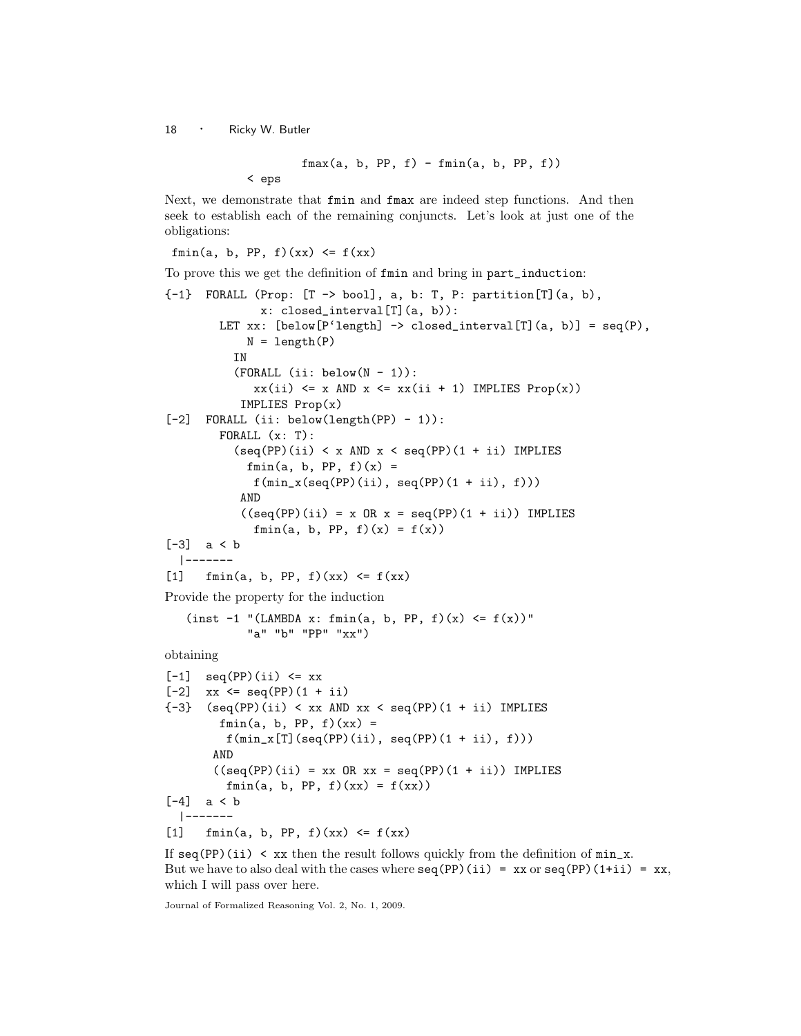```
                    fmax(a, b, PP, f) - fmin(a, b, PP, f))
          < eps
```

Next, we demonstrate that `fmin` and `fmax` are indeed step functions. And then seek to establish each of the remaining conjuncts. Let's look at just one of the obligations:

```
 fmin(a, b, PP, f)(xx) <= f(xx)
```

To prove this we get the definition of `fmin` and bring in `part_induction`:

```
{-1}  FORALL (Prop: [T -> bool], a, b: T, P: partition[T](a, b),
              x: closed_interval[T](a, b)):
        LET xx: [below[P`length] -> closed_interval[T](a, b)] = seq(P),
            N = length(P)
          IN
          (FORALL (ii: below(N - 1)):
             xx(ii) <= x AND x <= xx(ii + 1) IMPLIES Prop(x))
           IMPLIES Prop(x)
[-2]  FORALL (ii: below(length(PP) - 1)):
        FORALL (x: T):
          (seq(PP)(ii) < x AND x < seq(PP)(1 + ii) IMPLIES
            fmin(a, b, PP, f)(x) =
             f(min_x(seq(PP)(ii), seq(PP)(1 + ii), f)))
           AND
           ((seq(PP)(ii) = x OR x = seq(PP)(1 + ii)) IMPLIES
             fmin(a, b, PP, f)(x) = f(x))
[-3]  a < b
  |-------
[1]   fmin(a, b, PP, f)(xx) <= f(xx)
```

Provide the property for the induction

```
   (inst -1 "(LAMBDA x: fmin(a, b, PP, f)(x) <= f(x))"
            "a" "b" "PP" "xx")
```

obtaining

```
[-1]  seq(PP)(ii) <= xx
[-2]  xx <= seq(PP)(1 + ii)
{-3}  (seq(PP)(ii) < xx AND xx < seq(PP)(1 + ii) IMPLIES
        fmin(a, b, PP, f)(xx) =
         f(min_x[T](seq(PP)(ii), seq(PP)(1 + ii), f)))
       AND
       ((seq(PP)(ii) = xx OR xx = seq(PP)(1 + ii)) IMPLIES
         fmin(a, b, PP, f)(xx) = f(xx))
[-4]  a < b
  |-------
[1]   fmin(a, b, PP, f)(xx) <= f(xx)
```

If `seq(PP)(ii) < xx` then the result follows quickly from the definition of `min_x`. But we have to also deal with the cases where `seq(PP)(ii) = xx` or `seq(PP)(1+ii) = xx`, which I will pass over here.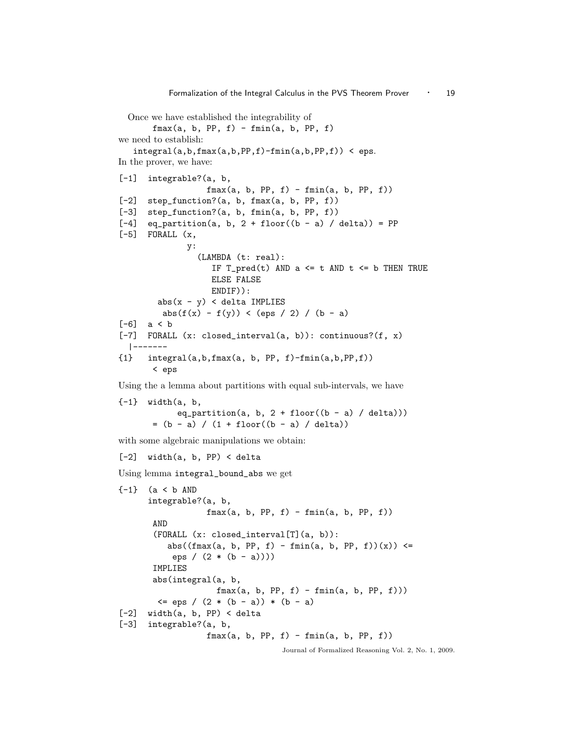Once we have established the integrability of

```
fmax(a, b, PP, f) - fmin(a, b, PP, f)
```

we need to establish:

```
integral(a,b,fmax(a,b,PP,f)-fmin(a,b,PP,f)) < eps.
```

In the prover, we have:

```
[-1]  integrable?(a, b,
                 fmax(a, b, PP, f) - fmin(a, b, PP, f))
[-2]  step_function?(a, b, fmax(a, b, PP, f))
[-3]  step_function?(a, b, fmin(a, b, PP, f))
[-4]  eq_partition(a, b, 2 + floor((b - a) / delta)) = PP
[-5]  FORALL (x,
             y:
               (LAMBDA (t: real):
                  IF T_pred(t) AND a <= t AND t <= b THEN TRUE
                  ELSE FALSE
                  ENDIF)):
        abs(x - y) < delta IMPLIES
         abs(f(x) - f(y)) < (eps / 2) / (b - a)
[-6]  a < b
[-7]  FORALL (x: closed_interval(a, b)): continuous?(f, x)
  |-------
{1}   integral(a,b,fmax(a, b, PP, f)-fmin(a,b,PP,f))
       < eps
```

Using the a lemma about partitions with equal sub-intervals, we have

```
{-1}  width(a, b,
            eq_partition(a, b, 2 + floor((b - a) / delta)))
       = (b - a) / (1 + floor((b - a) / delta))
```

with some algebraic manipulations we obtain:

```
[-2]  width(a, b, PP) < delta
```

Using lemma integral_bound_abs we get

```
{-1}  (a < b AND
      integrable?(a, b,
                 fmax(a, b, PP, f) - fmin(a, b, PP, f))
       AND
       (FORALL (x: closed_interval[T](a, b)):
          abs((fmax(a, b, PP, f) - fmin(a, b, PP, f))(x)) <=
           eps / (2 * (b - a))))
       IMPLIES
       abs(integral(a, b,
                   fmax(a, b, PP, f) - fmin(a, b, PP, f)))
        <= eps / (2 * (b - a)) * (b - a)
[-2]  width(a, b, PP) < delta
[-3]  integrable?(a, b,
                 fmax(a, b, PP, f) - fmin(a, b, PP, f))
```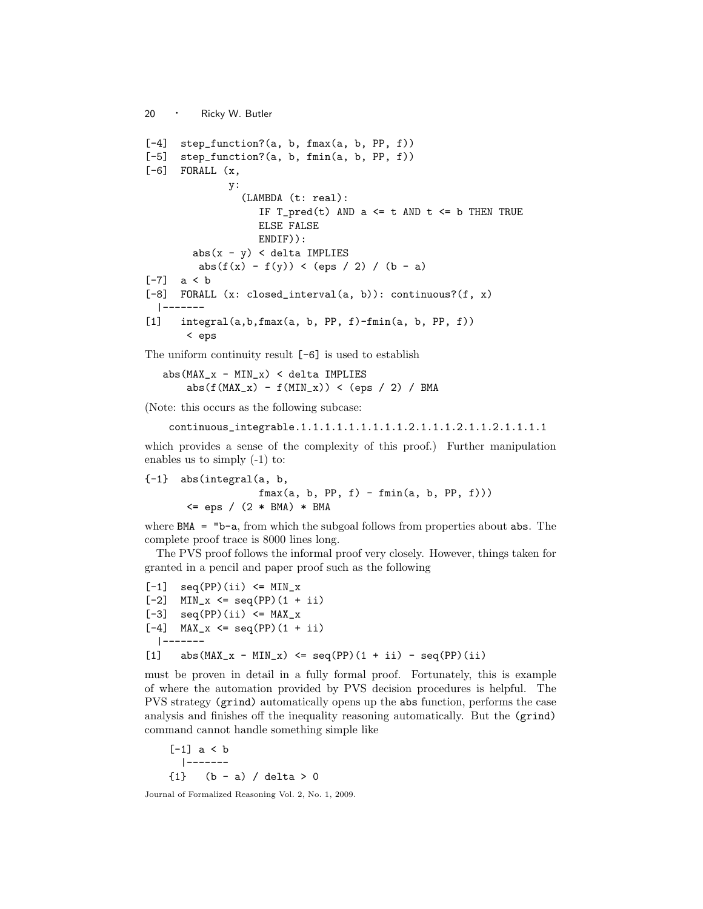```
[-4]  step_function?(a, b, fmax(a, b, PP, f))
[-5]  step_function?(a, b, fmin(a, b, PP, f))
[-6]  FORALL (x,
            y:
               (LAMBDA (t: real):
                  IF T_pred(t) AND a <= t AND t <= b THEN TRUE
                  ELSE FALSE
                  ENDIF)):
        abs(x - y) < delta IMPLIES
         abs(f(x) - f(y)) < (eps / 2) / (b - a)
[-7]  a < b
[-8]  FORALL (x: closed_interval(a, b)): continuous?(f, x)
  |-------
[1]   integral(a,b,fmax(a, b, PP, f)-fmin(a, b, PP, f))
       < eps
```

The uniform continuity result [-6] is used to establish

```
abs(MAX_x - MIN_x) < delta IMPLIES
    abs(f(MAX_x) - f(MIN_x)) < (eps / 2) / BMA
```

(Note: this occurs as the following subcase:

```
continuous_integrable.1.1.1.1.1.1.1.1.1.2.1.1.1.2.1.1.2.1.1.1.1
```

which provides a sense of the complexity of this proof.) Further manipulation enables us to simply (-1) to:

```
{-1}  abs(integral(a, b,
                  fmax(a, b, PP, f) - fmin(a, b, PP, f)))
       <= eps / (2 * BMA) * BMA
```

where `BMA = "b-a`, from which the subgoal follows from properties about `abs`. The complete proof trace is 8000 lines long.

The PVS proof follows the informal proof very closely. However, things taken for granted in a pencil and paper proof such as the following

```
[-1]  seq(PP)(ii) <= MIN_x
[-2]  MIN_x <= seq(PP)(1 + ii)
[-3]  seq(PP)(ii) <= MAX_x
[-4]  MAX_x <= seq(PP)(1 + ii)
  |-------
[1]   abs(MAX_x - MIN_x) <= seq(PP)(1 + ii) - seq(PP)(ii)
```

must be proven in detail in a fully formal proof. Fortunately, this is example of where the automation provided by PVS decision procedures is helpful. The PVS strategy `(grind)` automatically opens up the `abs` function, performs the case analysis and finishes off the inequality reasoning automatically. But the `(grind)` command cannot handle something simple like

```
[-1] a < b
  |-------
{1}   (b - a) / delta > 0
```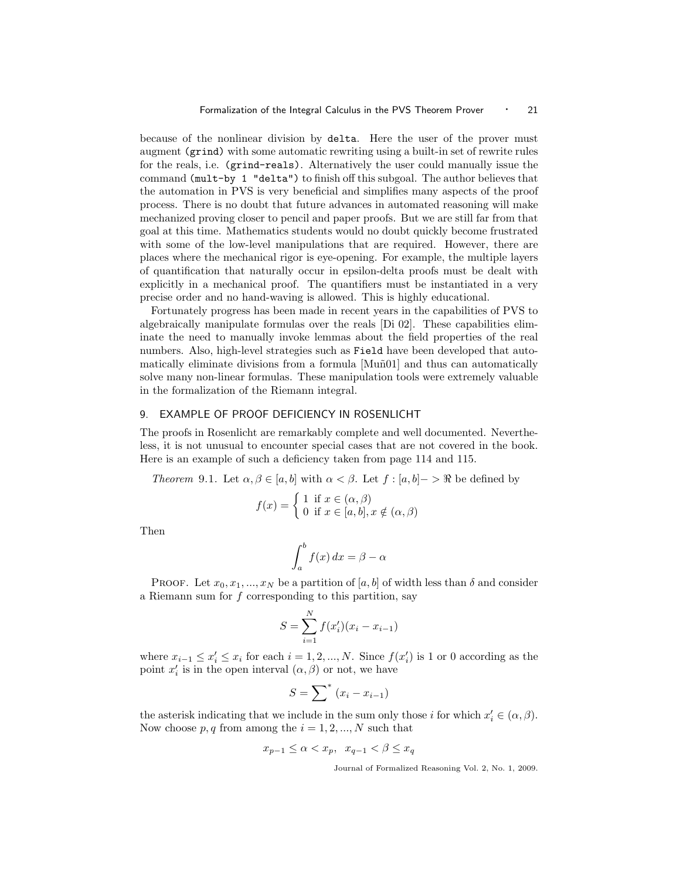because of the nonlinear division by `delta`. Here the user of the prover must augment `(grind)` with some automatic rewriting using a built-in set of rewrite rules for the reals, i.e. `(grind-reals)`. Alternatively the user could manually issue the command `(mult-by 1 "delta")` to finish off this subgoal. The author believes that the automation in PVS is very beneficial and simplifies many aspects of the proof process. There is no doubt that future advances in automated reasoning will make mechanized proving closer to pencil and paper proofs. But we are still far from that goal at this time. Mathematics students would no doubt quickly become frustrated with some of the low-level manipulations that are required. However, there are places where the mechanical rigor is eye-opening. For example, the multiple layers of quantification that naturally occur in epsilon-delta proofs must be dealt with explicitly in a mechanical proof. The quantifiers must be instantiated in a very precise order and no hand-waving is allowed. This is highly educational.

Fortunately progress has been made in recent years in the capabilities of PVS to algebraically manipulate formulas over the reals [Di 02]. These capabilities eliminate the need to manually invoke lemmas about the field properties of the real numbers. Also, high-level strategies such as `Field` have been developed that automatically eliminate divisions from a formula [Muñ01] and thus can automatically solve many non-linear formulas. These manipulation tools were extremely valuable in the formalization of the Riemann integral.

## 9. EXAMPLE OF PROOF DEFICIENCY IN ROSENLICHT

The proofs in Rosenlicht are remarkably complete and well documented. Nevertheless, it is not unusual to encounter special cases that are not covered in the book. Here is an example of such a deficiency taken from page 114 and 115.

*Theorem* 9.1. Let $\alpha, \beta \in [a, b]$ with $\alpha < \beta$. Let $f : [a, b] -> \Re$ be defined by

$$f(x) = \begin{cases} 1 & \text{if } x \in (\alpha, \beta) \\ 0 & \text{if } x \in [a, b], x \notin (\alpha, \beta) \end{cases}$$

Then

$$\int_a^b f(x)\, dx = \beta - \alpha$$

Proof. Let $x_0, x_1, ..., x_N$ be a partition of $[a, b]$ of width less than $\delta$ and consider a Riemann sum for $f$ corresponding to this partition, say

$$S = \sum_{i=1}^{N} f(x_i')(x_i - x_{i-1})$$

where $x_{i-1} \leq x_i' \leq x_i$ for each $i = 1, 2, ..., N$. Since $f(x_i')$ is 1 or 0 according as the point $x_i'$ is in the open interval $(\alpha, \beta)$ or not, we have

$$S = \sum{}^{*} (x_i - x_{i-1})$$

the asterisk indicating that we include in the sum only those $i$ for which $x_i' \in (\alpha, \beta)$. Now choose $p, q$ from among the $i = 1, 2, ..., N$ such that

$$x_{p-1} \leq \alpha < x_p, \;\; x_{q-1} < \beta \leq x_q$$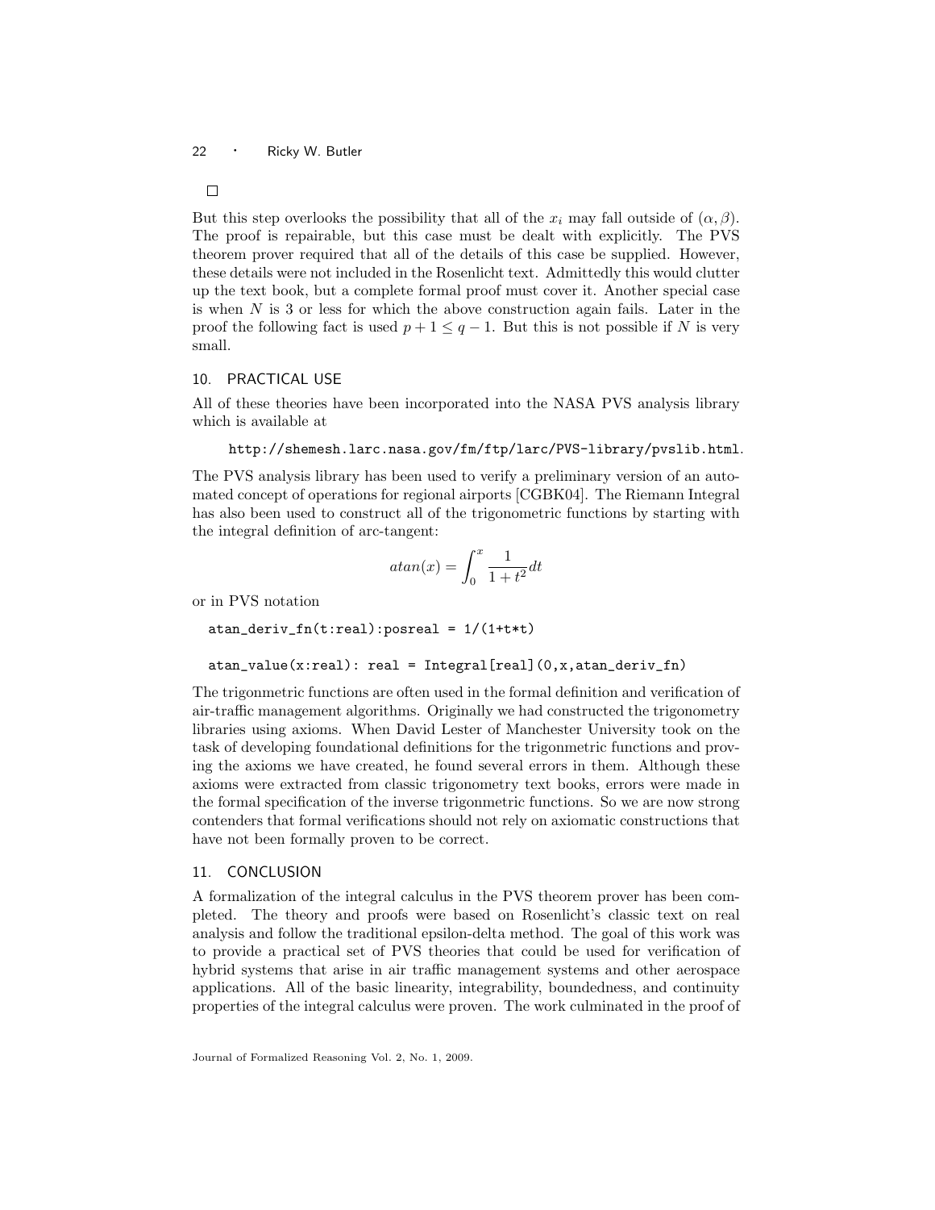□

But this step overlooks the possibility that all of the $x_i$ may fall outside of $(\alpha, \beta)$. The proof is repairable, but this case must be dealt with explicitly. The PVS theorem prover required that all of the details of this case be supplied. However, these details were not included in the Rosenlicht text. Admittedly this would clutter up the text book, but a complete formal proof must cover it. Another special case is when $N$ is 3 or less for which the above construction again fails. Later in the proof the following fact is used $p + 1 \leq q - 1$. But this is not possible if $N$ is very small.

## 10. PRACTICAL USE

All of these theories have been incorporated into the NASA PVS analysis library which is available at

`http://shemesh.larc.nasa.gov/fm/ftp/larc/PVS-library/pvslib.html`.

The PVS analysis library has been used to verify a preliminary version of an automated concept of operations for regional airports [CGBK04]. The Riemann Integral has also been used to construct all of the trigonometric functions by starting with the integral definition of arc-tangent:

$$atan(x) = \int_0^x \frac{1}{1+t^2} dt$$

or in PVS notation

```
atan_deriv_fn(t:real):posreal = 1/(1+t*t)

atan_value(x:real): real = Integral[real](0,x,atan_deriv_fn)
```

The trigonmetric functions are often used in the formal definition and verification of air-traffic management algorithms. Originally we had constructed the trigonometry libraries using axioms. When David Lester of Manchester University took on the task of developing foundational definitions for the trigonmetric functions and proving the axioms we have created, he found several errors in them. Although these axioms were extracted from classic trigonometry text books, errors were made in the formal specification of the inverse trigonmetric functions. So we are now strong contenders that formal verifications should not rely on axiomatic constructions that have not been formally proven to be correct.

## 11. CONCLUSION

A formalization of the integral calculus in the PVS theorem prover has been completed. The theory and proofs were based on Rosenlicht's classic text on real analysis and follow the traditional epsilon-delta method. The goal of this work was to provide a practical set of PVS theories that could be used for verification of hybrid systems that arise in air traffic management systems and other aerospace applications. All of the basic linearity, integrability, boundedness, and continuity properties of the integral calculus were proven. The work culminated in the proof of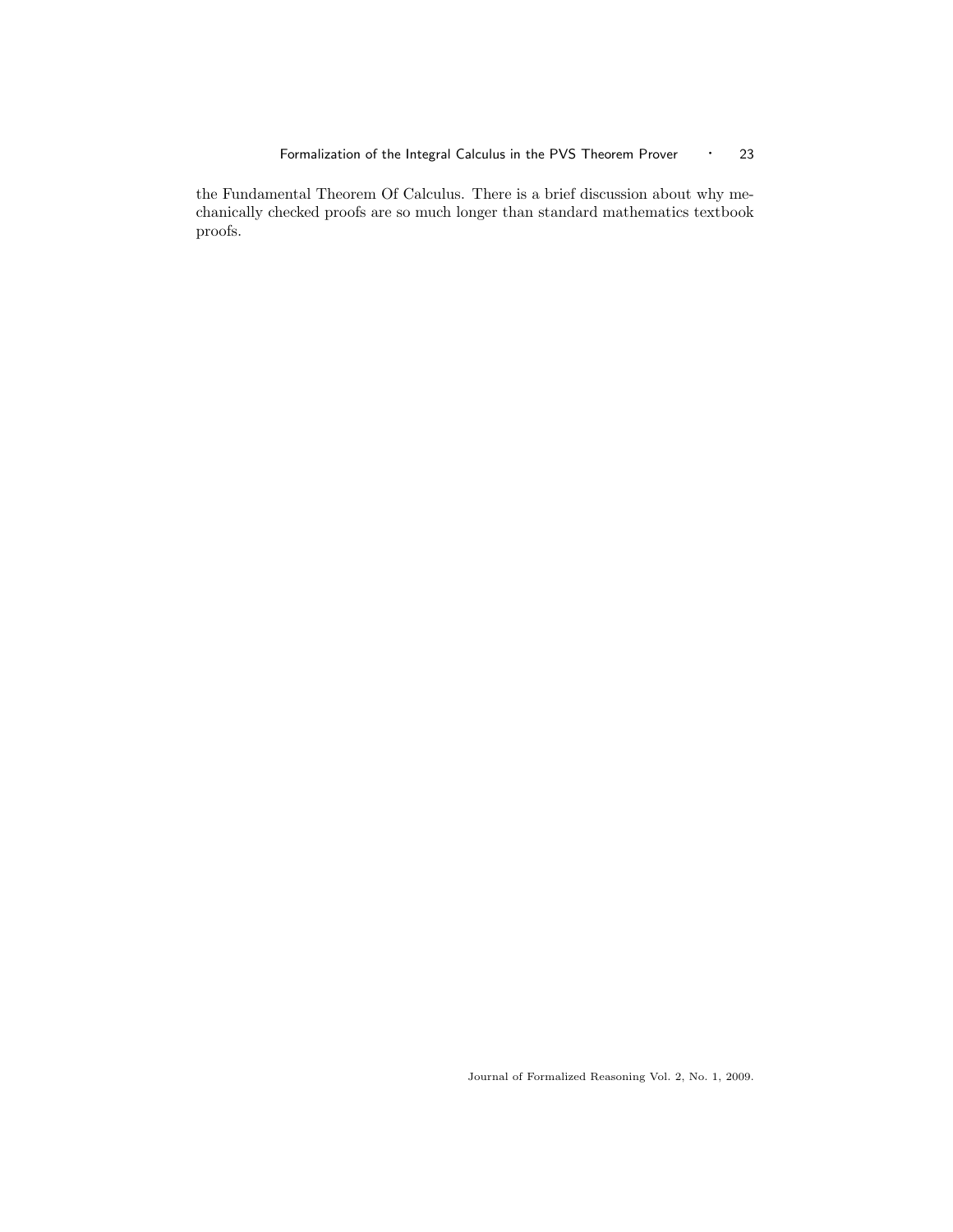the Fundamental Theorem Of Calculus. There is a brief discussion about why mechanically checked proofs are so much longer than standard mathematics textbook proofs.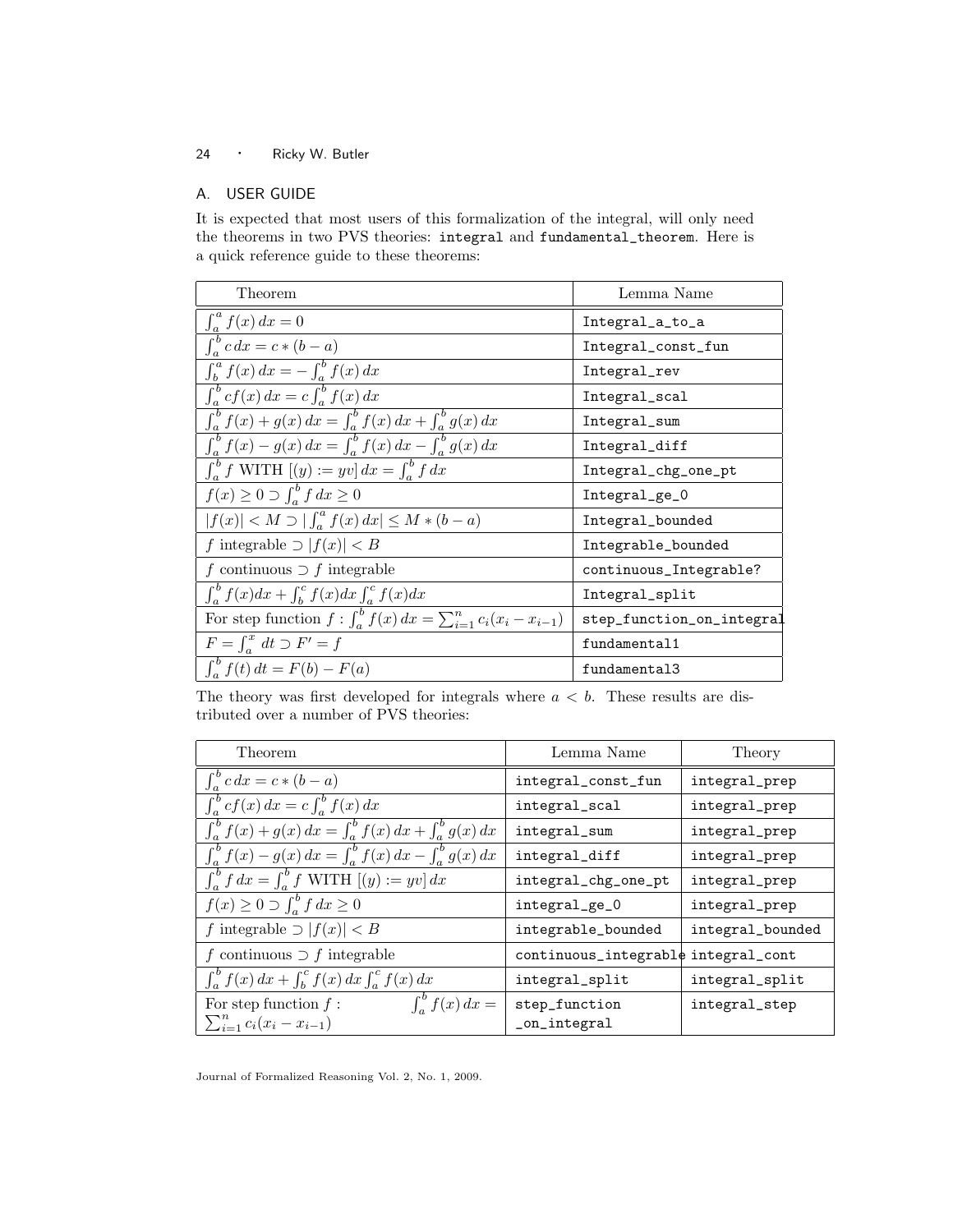## A. USER GUIDE

It is expected that most users of this formalization of the integral, will only need the theorems in two PVS theories: integral and fundamental_theorem. Here is a quick reference guide to these theorems:

| Theorem | Lemma Name |
|---|---|
| $\int_a^a f(x)\,dx = 0$ | Integral_a_to_a |
| $\int_a^b c\,dx = c*(b-a)$ | Integral_const_fun |
| $\int_b^a f(x)\,dx = -\int_a^b f(x)\,dx$ | Integral_rev |
| $\int_a^b cf(x)\,dx = c\int_a^b f(x)\,dx$ | Integral_scal |
| $\int_a^b f(x)+g(x)\,dx = \int_a^b f(x)\,dx + \int_a^b g(x)\,dx$ | Integral_sum |
| $\int_a^b f(x)-g(x)\,dx = \int_a^b f(x)\,dx - \int_a^b g(x)\,dx$ | Integral_diff |
| $\int_a^b f \text{ WITH } [(y) := yv]\,dx = \int_a^b f\,dx$ | Integral_chg_one_pt |
| $f(x) \geq 0 \supset \int_a^b f\,dx \geq 0$ | Integral_ge_0 |
| $\lvert f(x)\rvert < M \supset \lvert \int_a^a f(x)\,dx\rvert \leq M*(b-a)$ | Integral_bounded |
| $f$ integrable $\supset \lvert f(x)\rvert < B$ | Integrable_bounded |
| $f$ continuous $\supset f$ integrable | continuous_Integrable? |
| $\int_a^b f(x)dx + \int_b^c f(x)dx \int_a^c f(x)dx$ | Integral_split |
| For step function $f$ : $\int_a^b f(x)\,dx = \sum_{i=1}^n c_i(x_i - x_{i-1})$ | step_function_on_integral |
| $F = \int_a^x dt \supset F' = f$ | fundamental1 |
| $\int_a^b f(t)\,dt = F(b) - F(a)$ | fundamental3 |

The theory was first developed for integrals where $a < b$. These results are distributed over a number of PVS theories:

| Theorem | Lemma Name | Theory |
|---|---|---|
| $\int_a^b c\,dx = c*(b-a)$ | integral_const_fun | integral_prep |
| $\int_a^b cf(x)\,dx = c\int_a^b f(x)\,dx$ | integral_scal | integral_prep |
| $\int_a^b f(x)+g(x)\,dx = \int_a^b f(x)\,dx + \int_a^b g(x)\,dx$ | integral_sum | integral_prep |
| $\int_a^b f(x)-g(x)\,dx = \int_a^b f(x)\,dx - \int_a^b g(x)\,dx$ | integral_diff | integral_prep |
| $\int_a^b f\,dx = \int_a^b f \text{ WITH } [(y) := yv]\,dx$ | integral_chg_one_pt | integral_prep |
| $f(x) \geq 0 \supset \int_a^b f\,dx \geq 0$ | integral_ge_0 | integral_prep |
| $f$ integrable $\supset \lvert f(x)\rvert < B$ | integrable_bounded | integral_bounded |
| $f$ continuous $\supset f$ integrable | continuous_integrable | integral_cont |
| $\int_a^b f(x)\,dx + \int_b^c f(x)\,dx \int_a^c f(x)\,dx$ | integral_split | integral_split |
| For step function $f$ : $\int_a^b f(x)\,dx = \sum_{i=1}^n c_i(x_i - x_{i-1})$ | step_function _on_integral | integral_step |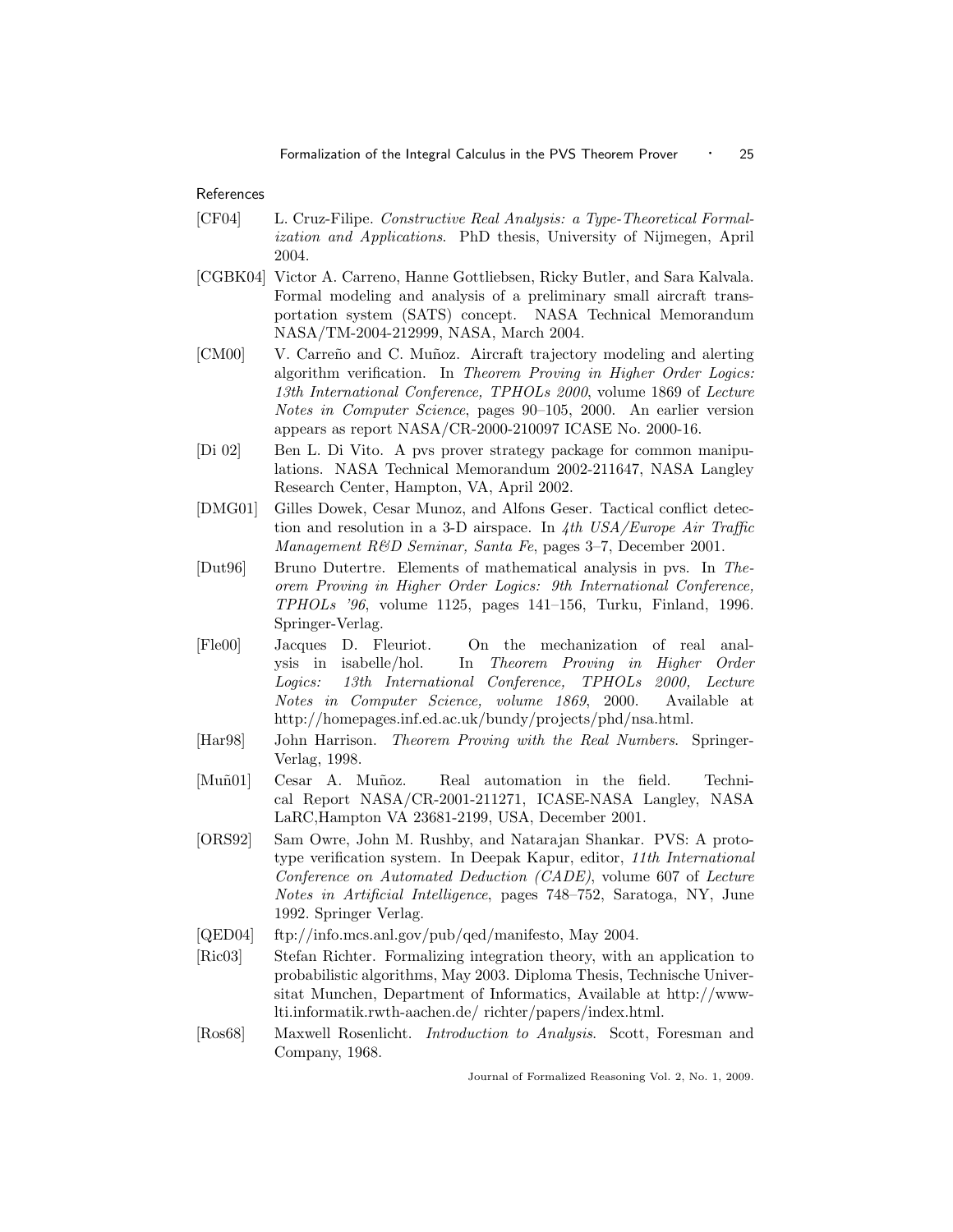References

[CF04] L. Cruz-Filipe. *Constructive Real Analysis: a Type-Theoretical Formalization and Applications*. PhD thesis, University of Nijmegen, April 2004.

[CGBK04] Victor A. Carreno, Hanne Gottliebsen, Ricky Butler, and Sara Kalvala. Formal modeling and analysis of a preliminary small aircraft transportation system (SATS) concept. NASA Technical Memorandum NASA/TM-2004-212999, NASA, March 2004.

[CM00] V. Carreño and C. Muñoz. Aircraft trajectory modeling and alerting algorithm verification. In *Theorem Proving in Higher Order Logics: 13th International Conference, TPHOLs 2000*, volume 1869 of *Lecture Notes in Computer Science*, pages 90–105, 2000. An earlier version appears as report NASA/CR-2000-210097 ICASE No. 2000-16.

[Di 02] Ben L. Di Vito. A pvs prover strategy package for common manipulations. NASA Technical Memorandum 2002-211647, NASA Langley Research Center, Hampton, VA, April 2002.

[DMG01] Gilles Dowek, Cesar Munoz, and Alfons Geser. Tactical conflict detection and resolution in a 3-D airspace. In *4th USA/Europe Air Traffic Management R&D Seminar, Santa Fe*, pages 3–7, December 2001.

[Dut96] Bruno Dutertre. Elements of mathematical analysis in pvs. In *Theorem Proving in Higher Order Logics: 9th International Conference, TPHOLs '96*, volume 1125, pages 141–156, Turku, Finland, 1996. Springer-Verlag.

[Fle00] Jacques D. Fleuriot. On the mechanization of real analysis in isabelle/hol. In *Theorem Proving in Higher Order Logics: 13th International Conference, TPHOLs 2000, Lecture Notes in Computer Science, volume 1869*, 2000. Available at http://homepages.inf.ed.ac.uk/bundy/projects/phd/nsa.html.

[Har98] John Harrison. *Theorem Proving with the Real Numbers*. Springer-Verlag, 1998.

[Muñ01] Cesar A. Muñoz. Real automation in the field. Technical Report NASA/CR-2001-211271, ICASE-NASA Langley, NASA LaRC,Hampton VA 23681-2199, USA, December 2001.

[ORS92] Sam Owre, John M. Rushby, and Natarajan Shankar. PVS: A prototype verification system. In Deepak Kapur, editor, *11th International Conference on Automated Deduction (CADE)*, volume 607 of *Lecture Notes in Artificial Intelligence*, pages 748–752, Saratoga, NY, June 1992. Springer Verlag.

[QED04] ftp://info.mcs.anl.gov/pub/qed/manifesto, May 2004.

[Ric03] Stefan Richter. Formalizing integration theory, with an application to probabilistic algorithms, May 2003. Diploma Thesis, Technische Universitat Munchen, Department of Informatics, Available at http://www-lti.informatik.rwth-aachen.de/ richter/papers/index.html.

[Ros68] Maxwell Rosenlicht. *Introduction to Analysis*. Scott, Foresman and Company, 1968.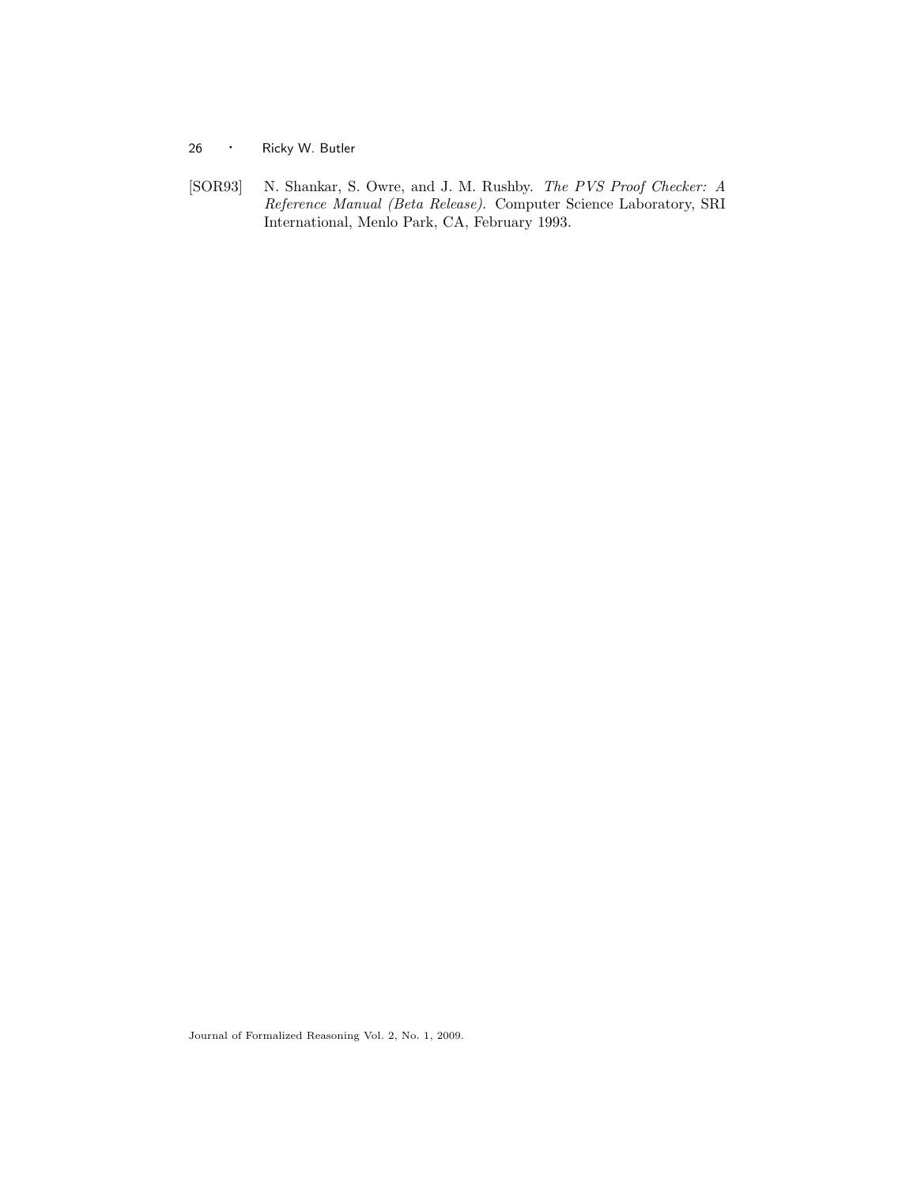[SOR93] N. Shankar, S. Owre, and J. M. Rushby. *The PVS Proof Checker: A Reference Manual (Beta Release).* Computer Science Laboratory, SRI International, Menlo Park, CA, February 1993.